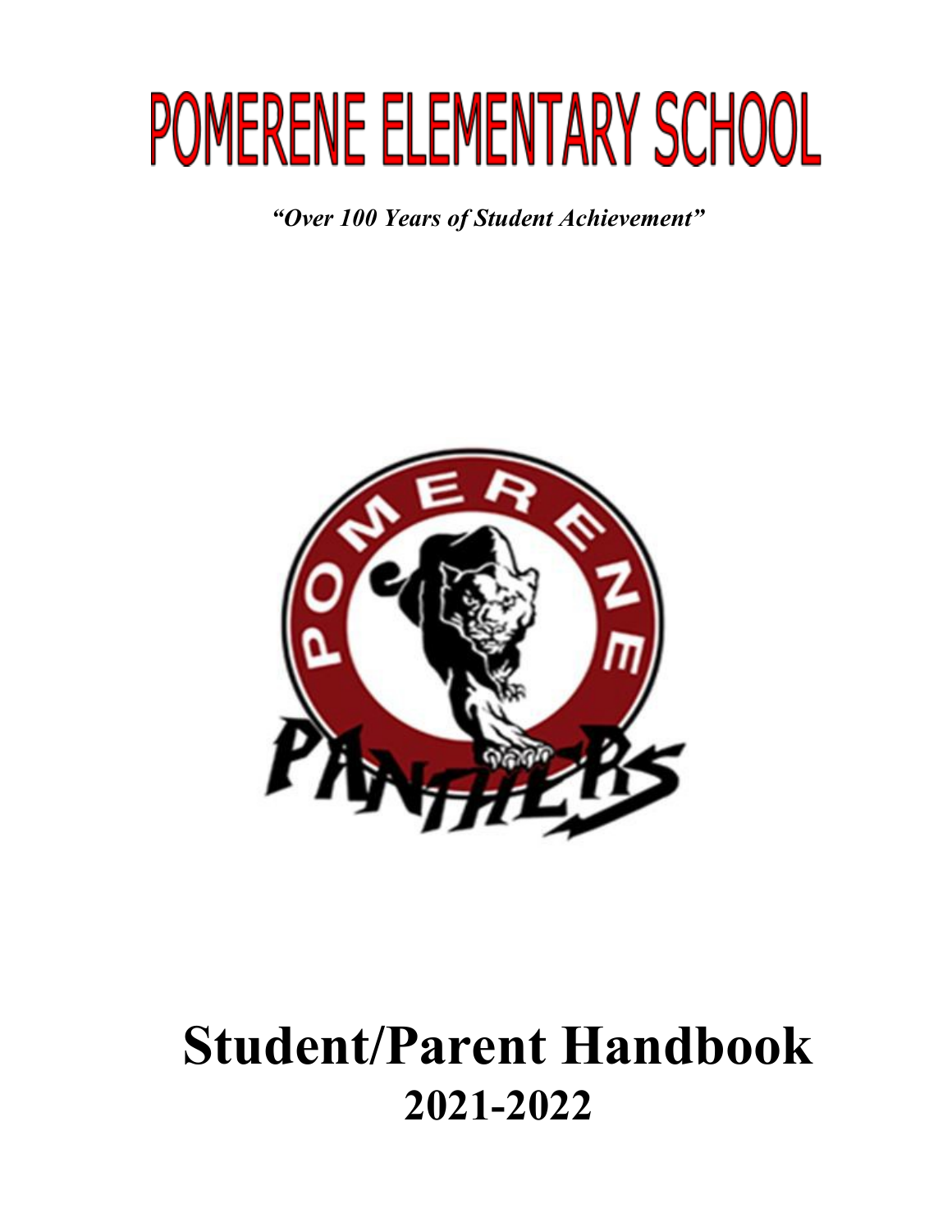# POMERENE ELEMENTARY SCHOOL

***"Over 100 Years of Student Achievement"***

# Student/Parent Handbook

## 2021-2022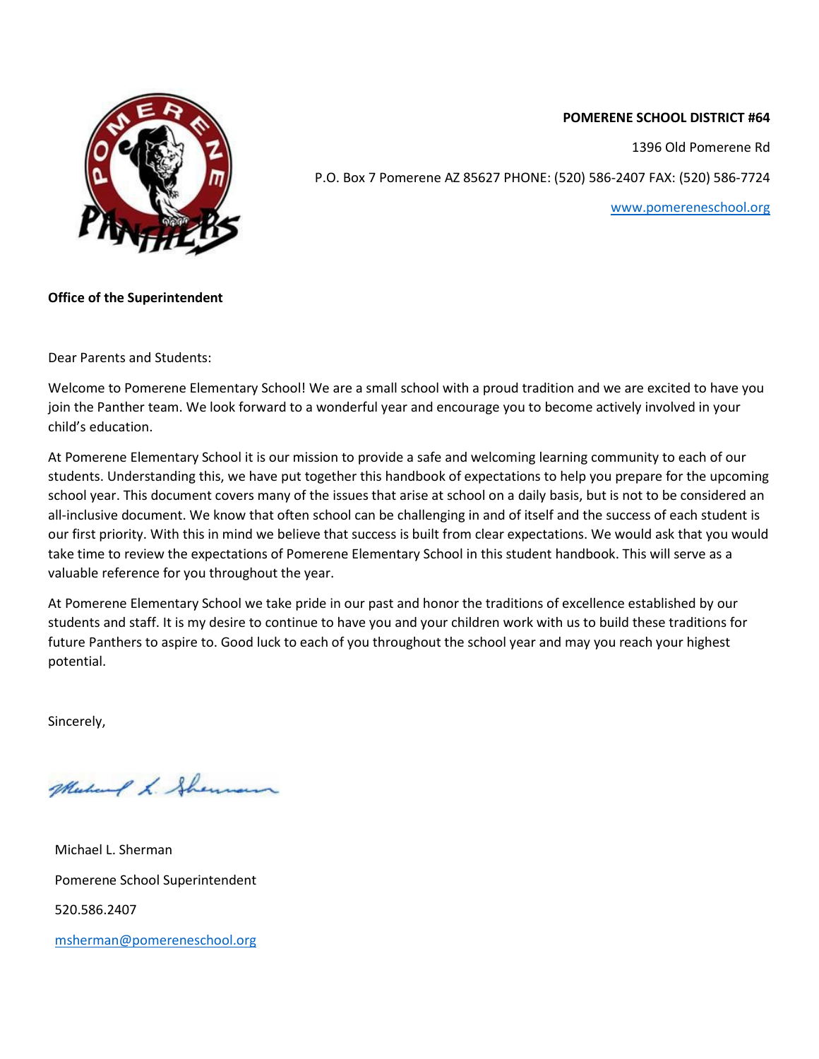**POMERENE SCHOOL DISTRICT #64**

1396 Old Pomerene Rd

P.O. Box 7 Pomerene AZ 85627 PHONE: (520) 586-2407 FAX: (520) 586-7724

www.pomereneschool.org

**Office of the Superintendent**

Dear Parents and Students:

Welcome to Pomerene Elementary School! We are a small school with a proud tradition and we are excited to have you join the Panther team. We look forward to a wonderful year and encourage you to become actively involved in your child's education.

At Pomerene Elementary School it is our mission to provide a safe and welcoming learning community to each of our students. Understanding this, we have put together this handbook of expectations to help you prepare for the upcoming school year. This document covers many of the issues that arise at school on a daily basis, but is not to be considered an all-inclusive document. We know that often school can be challenging in and of itself and the success of each student is our first priority. With this in mind we believe that success is built from clear expectations. We would ask that you would take time to review the expectations of Pomerene Elementary School in this student handbook. This will serve as a valuable reference for you throughout the year.

At Pomerene Elementary School we take pride in our past and honor the traditions of excellence established by our students and staff. It is my desire to continue to have you and your children work with us to build these traditions for future Panthers to aspire to. Good luck to each of you throughout the school year and may you reach your highest potential.

Sincerely,

Michael L. Sherman

Pomerene School Superintendent

520.586.2407

msherman@pomereneschool.org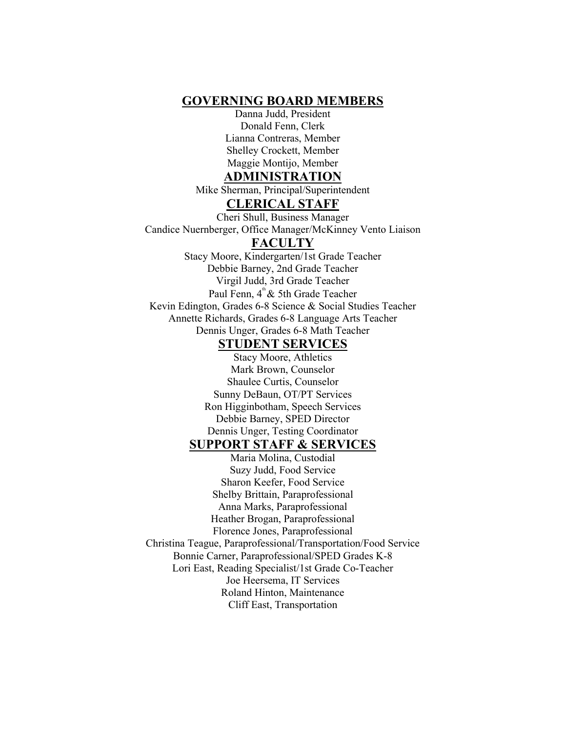## GOVERNING BOARD MEMBERS

Danna Judd, President
Donald Fenn, Clerk
Lianna Contreras, Member
Shelley Crockett, Member
Maggie Montijo, Member

## ADMINISTRATION

Mike Sherman, Principal/Superintendent

## CLERICAL STAFF

Cheri Shull, Business Manager
Candice Nuernberger, Office Manager/McKinney Vento Liaison

## FACULTY

Stacy Moore, Kindergarten/1st Grade Teacher
Debbie Barney, 2nd Grade Teacher
Virgil Judd, 3rd Grade Teacher
Paul Fenn, 4th & 5th Grade Teacher
Kevin Edington, Grades 6-8 Science & Social Studies Teacher
Annette Richards, Grades 6-8 Language Arts Teacher
Dennis Unger, Grades 6-8 Math Teacher

## STUDENT SERVICES

Stacy Moore, Athletics
Mark Brown, Counselor
Shaulee Curtis, Counselor
Sunny DeBaun, OT/PT Services
Ron Higginbotham, Speech Services
Debbie Barney, SPED Director
Dennis Unger, Testing Coordinator

## SUPPORT STAFF & SERVICES

Maria Molina, Custodial
Suzy Judd, Food Service
Sharon Keefer, Food Service
Shelby Brittain, Paraprofessional
Anna Marks, Paraprofessional
Heather Brogan, Paraprofessional
Florence Jones, Paraprofessional
Christina Teague, Paraprofessional/Transportation/Food Service
Bonnie Carner, Paraprofessional/SPED Grades K-8
Lori East, Reading Specialist/1st Grade Co-Teacher
Joe Heersema, IT Services
Roland Hinton, Maintenance
Cliff East, Transportation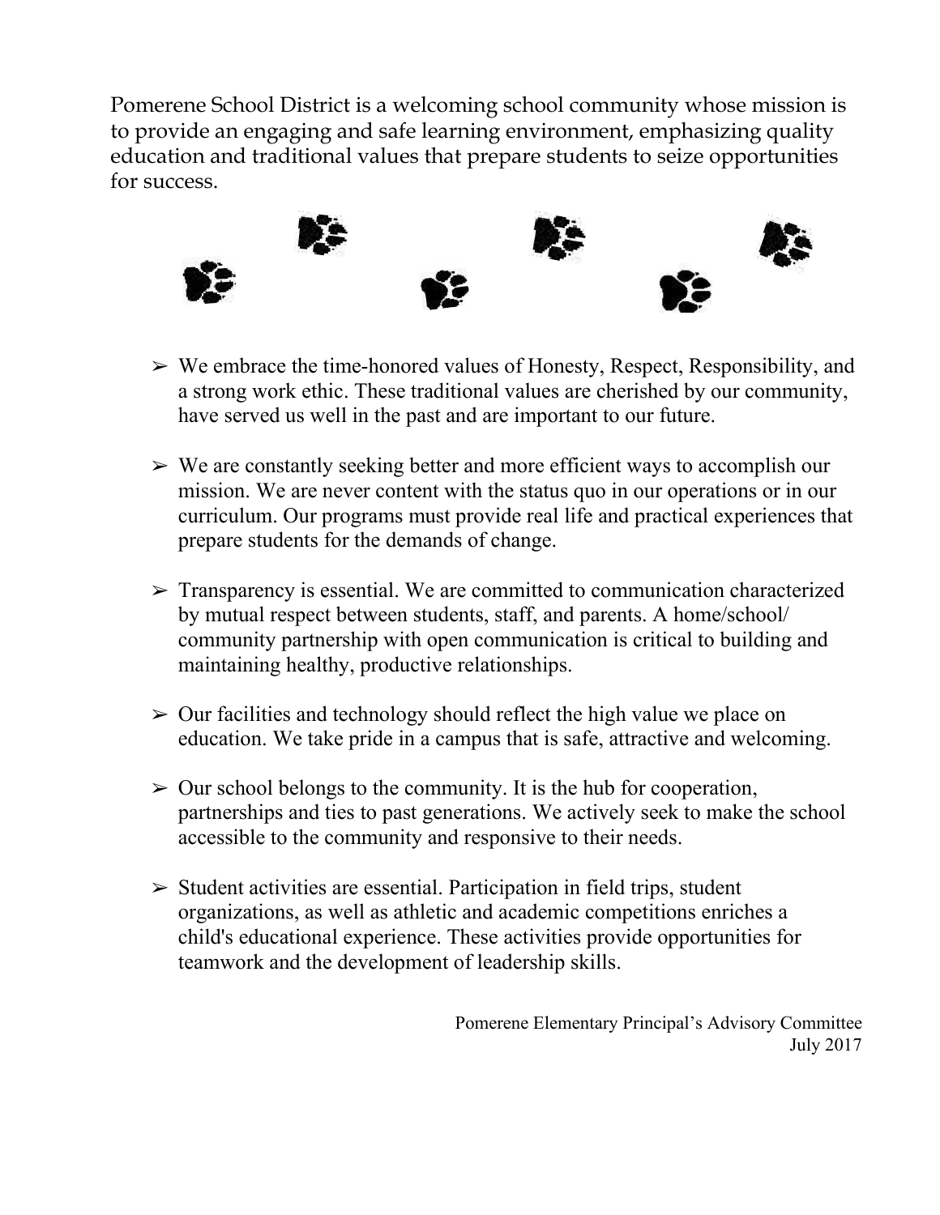Pomerene School District is a welcoming school community whose mission is to provide an engaging and safe learning environment, emphasizing quality education and traditional values that prepare students to seize opportunities for success.

- We embrace the time-honored values of Honesty, Respect, Responsibility, and a strong work ethic. These traditional values are cherished by our community, have served us well in the past and are important to our future.

- We are constantly seeking better and more efficient ways to accomplish our mission. We are never content with the status quo in our operations or in our curriculum. Our programs must provide real life and practical experiences that prepare students for the demands of change.

- Transparency is essential. We are committed to communication characterized by mutual respect between students, staff, and parents. A home/school/community partnership with open communication is critical to building and maintaining healthy, productive relationships.

- Our facilities and technology should reflect the high value we place on education. We take pride in a campus that is safe, attractive and welcoming.

- Our school belongs to the community. It is the hub for cooperation, partnerships and ties to past generations. We actively seek to make the school accessible to the community and responsive to their needs.

- Student activities are essential. Participation in field trips, student organizations, as well as athletic and academic competitions enriches a child's educational experience. These activities provide opportunities for teamwork and the development of leadership skills.

Pomerene Elementary Principal's Advisory Committee
July 2017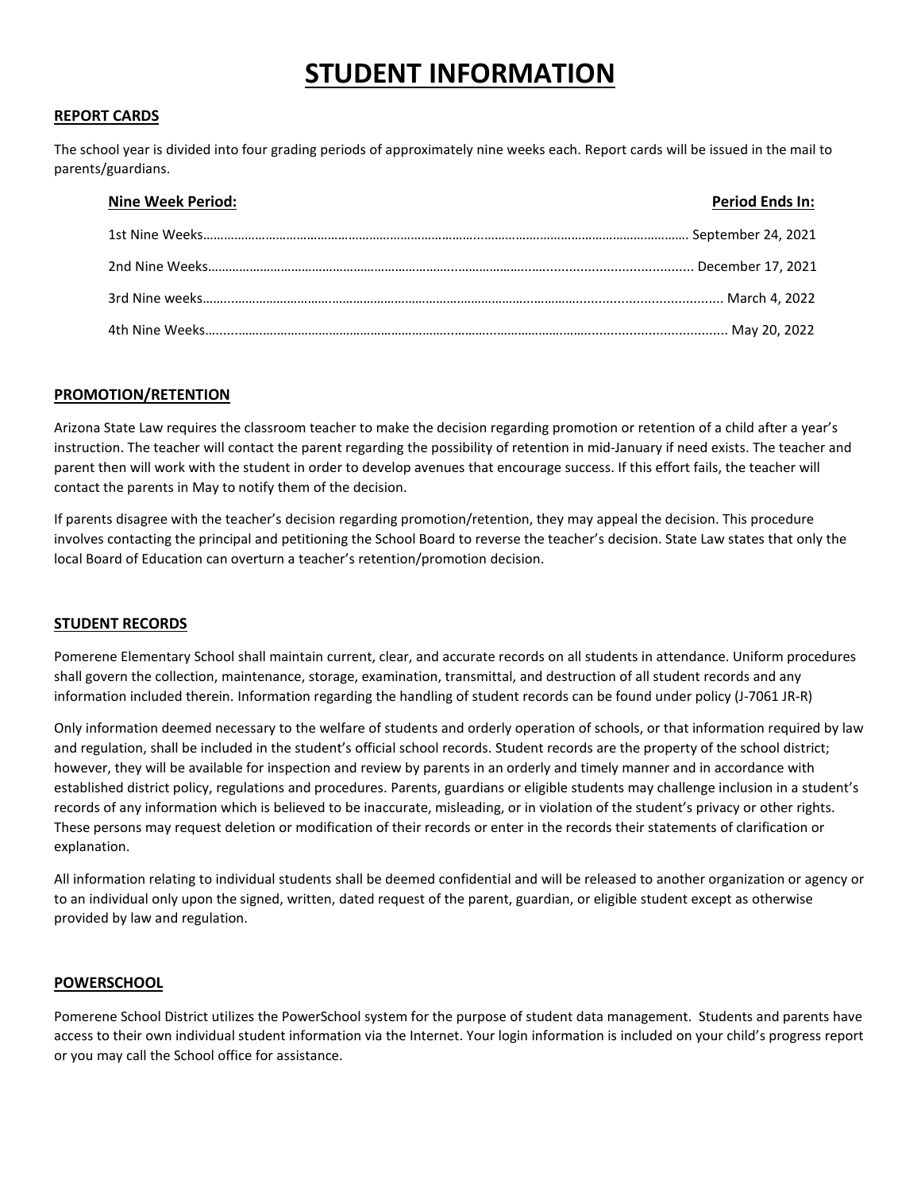# STUDENT INFORMATION

## REPORT CARDS

The school year is divided into four grading periods of approximately nine weeks each. Report cards will be issued in the mail to parents/guardians.

| Nine Week Period: | Period Ends In: |
|---|---|
| 1st Nine Weeks | September 24, 2021 |
| 2nd Nine Weeks | December 17, 2021 |
| 3rd Nine weeks | March 4, 2022 |
| 4th Nine Weeks | May 20, 2022 |

## PROMOTION/RETENTION

Arizona State Law requires the classroom teacher to make the decision regarding promotion or retention of a child after a year's instruction. The teacher will contact the parent regarding the possibility of retention in mid-January if need exists. The teacher and parent then will work with the student in order to develop avenues that encourage success. If this effort fails, the teacher will contact the parents in May to notify them of the decision.

If parents disagree with the teacher's decision regarding promotion/retention, they may appeal the decision. This procedure involves contacting the principal and petitioning the School Board to reverse the teacher's decision. State Law states that only the local Board of Education can overturn a teacher's retention/promotion decision.

## STUDENT RECORDS

Pomerene Elementary School shall maintain current, clear, and accurate records on all students in attendance. Uniform procedures shall govern the collection, maintenance, storage, examination, transmittal, and destruction of all student records and any information included therein. Information regarding the handling of student records can be found under policy (J-7061 JR-R)

Only information deemed necessary to the welfare of students and orderly operation of schools, or that information required by law and regulation, shall be included in the student's official school records. Student records are the property of the school district; however, they will be available for inspection and review by parents in an orderly and timely manner and in accordance with established district policy, regulations and procedures. Parents, guardians or eligible students may challenge inclusion in a student's records of any information which is believed to be inaccurate, misleading, or in violation of the student's privacy or other rights. These persons may request deletion or modification of their records or enter in the records their statements of clarification or explanation.

All information relating to individual students shall be deemed confidential and will be released to another organization or agency or to an individual only upon the signed, written, dated request of the parent, guardian, or eligible student except as otherwise provided by law and regulation.

## POWERSCHOOL

Pomerene School District utilizes the PowerSchool system for the purpose of student data management. Students and parents have access to their own individual student information via the Internet. Your login information is included on your child's progress report or you may call the School office for assistance.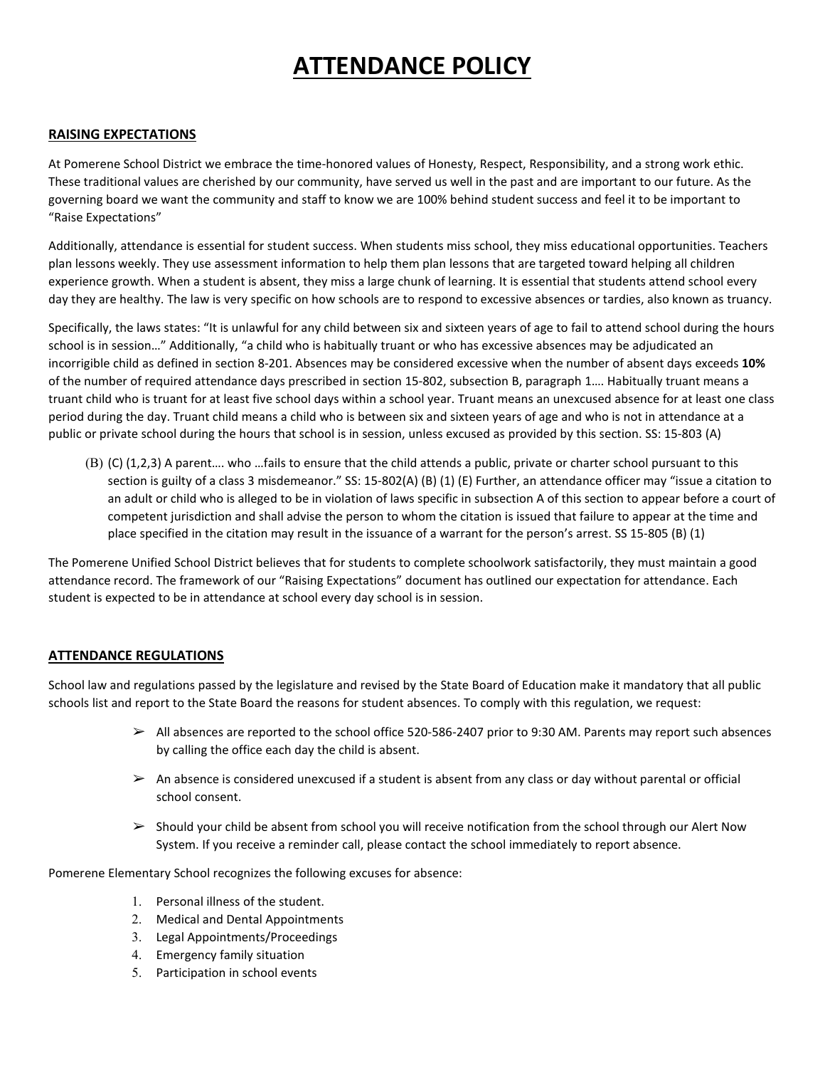# ATTENDANCE POLICY

## RAISING EXPECTATIONS

At Pomerene School District we embrace the time-honored values of Honesty, Respect, Responsibility, and a strong work ethic. These traditional values are cherished by our community, have served us well in the past and are important to our future. As the governing board we want the community and staff to know we are 100% behind student success and feel it to be important to "Raise Expectations"

Additionally, attendance is essential for student success. When students miss school, they miss educational opportunities. Teachers plan lessons weekly. They use assessment information to help them plan lessons that are targeted toward helping all children experience growth. When a student is absent, they miss a large chunk of learning. It is essential that students attend school every day they are healthy. The law is very specific on how schools are to respond to excessive absences or tardies, also known as truancy.

Specifically, the laws states: "It is unlawful for any child between six and sixteen years of age to fail to attend school during the hours school is in session…" Additionally, "a child who is habitually truant or who has excessive absences may be adjudicated an incorrigible child as defined in section 8-201. Absences may be considered excessive when the number of absent days exceeds **10%** of the number of required attendance days prescribed in section 15-802, subsection B, paragraph 1…. Habitually truant means a truant child who is truant for at least five school days within a school year. Truant means an unexcused absence for at least one class period during the day. Truant child means a child who is between six and sixteen years of age and who is not in attendance at a public or private school during the hours that school is in session, unless excused as provided by this section. SS: 15-803 (A)

(B) (C) (1,2,3) A parent…. who …fails to ensure that the child attends a public, private or charter school pursuant to this section is guilty of a class 3 misdemeanor." SS: 15-802(A) (B) (1) (E) Further, an attendance officer may "issue a citation to an adult or child who is alleged to be in violation of laws specific in subsection A of this section to appear before a court of competent jurisdiction and shall advise the person to whom the citation is issued that failure to appear at the time and place specified in the citation may result in the issuance of a warrant for the person's arrest. SS 15-805 (B) (1)

The Pomerene Unified School District believes that for students to complete schoolwork satisfactorily, they must maintain a good attendance record. The framework of our "Raising Expectations" document has outlined our expectation for attendance. Each student is expected to be in attendance at school every day school is in session.

## ATTENDANCE REGULATIONS

School law and regulations passed by the legislature and revised by the State Board of Education make it mandatory that all public schools list and report to the State Board the reasons for student absences. To comply with this regulation, we request:

- All absences are reported to the school office 520-586-2407 prior to 9:30 AM. Parents may report such absences by calling the office each day the child is absent.
- An absence is considered unexcused if a student is absent from any class or day without parental or official school consent.
- Should your child be absent from school you will receive notification from the school through our Alert Now System. If you receive a reminder call, please contact the school immediately to report absence.

Pomerene Elementary School recognizes the following excuses for absence:

1. Personal illness of the student.
2. Medical and Dental Appointments
3. Legal Appointments/Proceedings
4. Emergency family situation
5. Participation in school events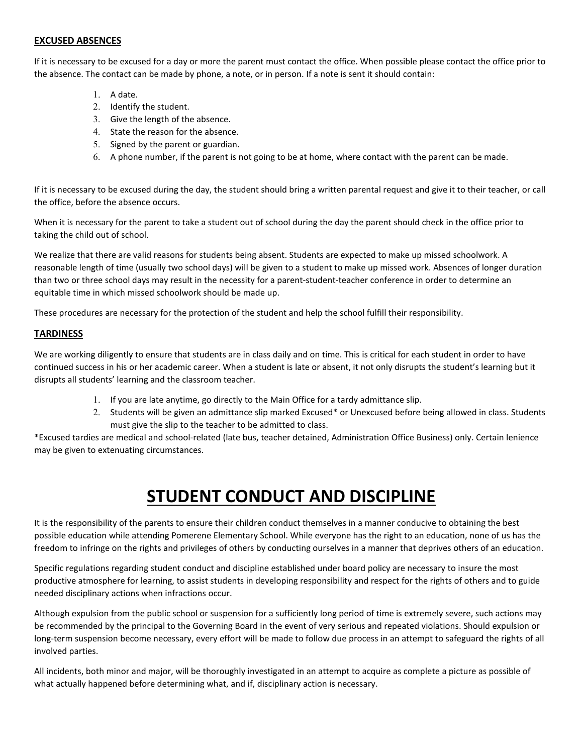**EXCUSED ABSENCES**

If it is necessary to be excused for a day or more the parent must contact the office. When possible please contact the office prior to the absence. The contact can be made by phone, a note, or in person. If a note is sent it should contain:

1. A date.
2. Identify the student.
3. Give the length of the absence.
4. State the reason for the absence.
5. Signed by the parent or guardian.
6. A phone number, if the parent is not going to be at home, where contact with the parent can be made.

If it is necessary to be excused during the day, the student should bring a written parental request and give it to their teacher, or call the office, before the absence occurs.

When it is necessary for the parent to take a student out of school during the day the parent should check in the office prior to taking the child out of school.

We realize that there are valid reasons for students being absent. Students are expected to make up missed schoolwork. A reasonable length of time (usually two school days) will be given to a student to make up missed work. Absences of longer duration than two or three school days may result in the necessity for a parent-student-teacher conference in order to determine an equitable time in which missed schoolwork should be made up.

These procedures are necessary for the protection of the student and help the school fulfill their responsibility.

**TARDINESS**

We are working diligently to ensure that students are in class daily and on time. This is critical for each student in order to have continued success in his or her academic career. When a student is late or absent, it not only disrupts the student's learning but it disrupts all students' learning and the classroom teacher.

1. If you are late anytime, go directly to the Main Office for a tardy admittance slip.
2. Students will be given an admittance slip marked Excused* or Unexcused before being allowed in class. Students must give the slip to the teacher to be admitted to class.

*Excused tardies are medical and school-related (late bus, teacher detained, Administration Office Business) only. Certain lenience may be given to extenuating circumstances.

# STUDENT CONDUCT AND DISCIPLINE

It is the responsibility of the parents to ensure their children conduct themselves in a manner conducive to obtaining the best possible education while attending Pomerene Elementary School. While everyone has the right to an education, none of us has the freedom to infringe on the rights and privileges of others by conducting ourselves in a manner that deprives others of an education.

Specific regulations regarding student conduct and discipline established under board policy are necessary to insure the most productive atmosphere for learning, to assist students in developing responsibility and respect for the rights of others and to guide needed disciplinary actions when infractions occur.

Although expulsion from the public school or suspension for a sufficiently long period of time is extremely severe, such actions may be recommended by the principal to the Governing Board in the event of very serious and repeated violations. Should expulsion or long-term suspension become necessary, every effort will be made to follow due process in an attempt to safeguard the rights of all involved parties.

All incidents, both minor and major, will be thoroughly investigated in an attempt to acquire as complete a picture as possible of what actually happened before determining what, and if, disciplinary action is necessary.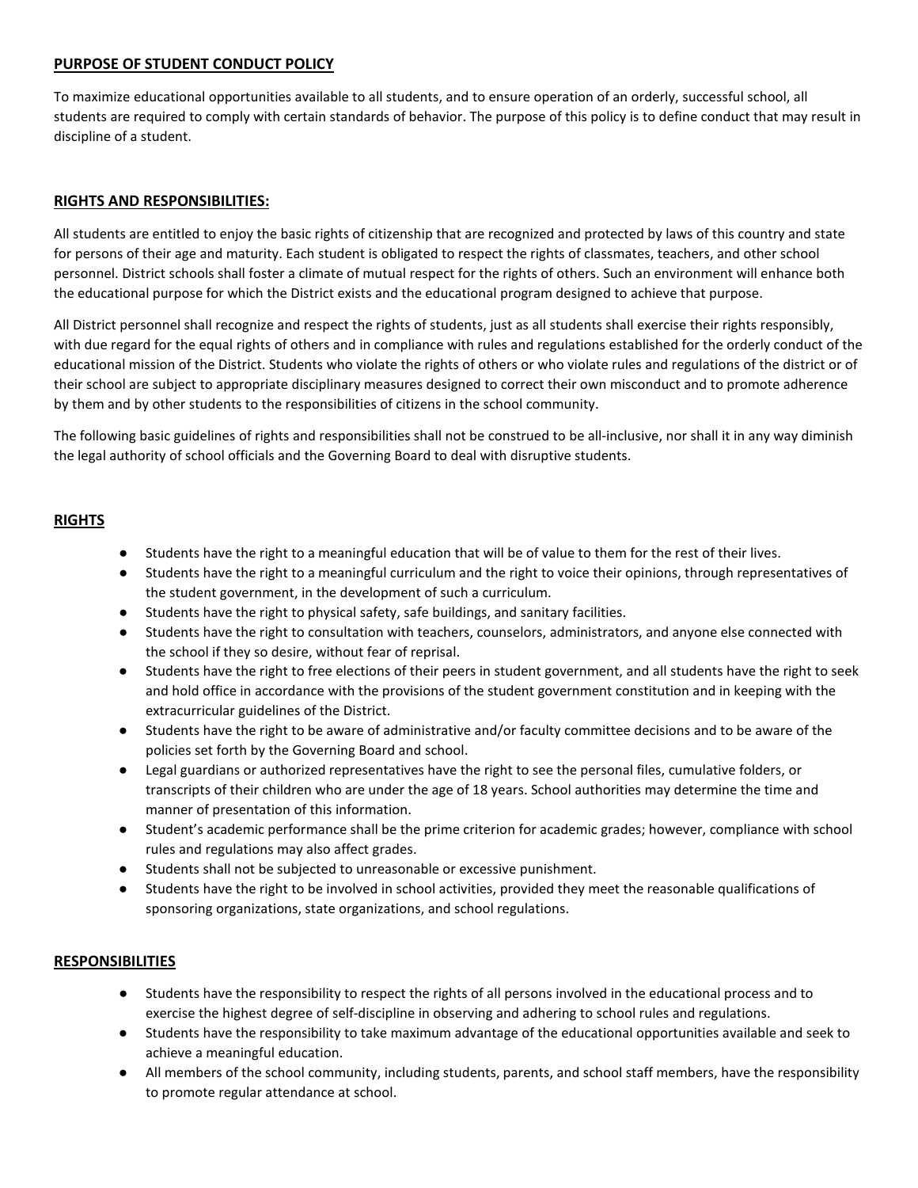## PURPOSE OF STUDENT CONDUCT POLICY

To maximize educational opportunities available to all students, and to ensure operation of an orderly, successful school, all students are required to comply with certain standards of behavior. The purpose of this policy is to define conduct that may result in discipline of a student.

## RIGHTS AND RESPONSIBILITIES:

All students are entitled to enjoy the basic rights of citizenship that are recognized and protected by laws of this country and state for persons of their age and maturity. Each student is obligated to respect the rights of classmates, teachers, and other school personnel. District schools shall foster a climate of mutual respect for the rights of others. Such an environment will enhance both the educational purpose for which the District exists and the educational program designed to achieve that purpose.

All District personnel shall recognize and respect the rights of students, just as all students shall exercise their rights responsibly, with due regard for the equal rights of others and in compliance with rules and regulations established for the orderly conduct of the educational mission of the District. Students who violate the rights of others or who violate rules and regulations of the district or of their school are subject to appropriate disciplinary measures designed to correct their own misconduct and to promote adherence by them and by other students to the responsibilities of citizens in the school community.

The following basic guidelines of rights and responsibilities shall not be construed to be all-inclusive, nor shall it in any way diminish the legal authority of school officials and the Governing Board to deal with disruptive students.

## RIGHTS

- Students have the right to a meaningful education that will be of value to them for the rest of their lives.
- Students have the right to a meaningful curriculum and the right to voice their opinions, through representatives of the student government, in the development of such a curriculum.
- Students have the right to physical safety, safe buildings, and sanitary facilities.
- Students have the right to consultation with teachers, counselors, administrators, and anyone else connected with the school if they so desire, without fear of reprisal.
- Students have the right to free elections of their peers in student government, and all students have the right to seek and hold office in accordance with the provisions of the student government constitution and in keeping with the extracurricular guidelines of the District.
- Students have the right to be aware of administrative and/or faculty committee decisions and to be aware of the policies set forth by the Governing Board and school.
- Legal guardians or authorized representatives have the right to see the personal files, cumulative folders, or transcripts of their children who are under the age of 18 years. School authorities may determine the time and manner of presentation of this information.
- Student's academic performance shall be the prime criterion for academic grades; however, compliance with school rules and regulations may also affect grades.
- Students shall not be subjected to unreasonable or excessive punishment.
- Students have the right to be involved in school activities, provided they meet the reasonable qualifications of sponsoring organizations, state organizations, and school regulations.

## RESPONSIBILITIES

- Students have the responsibility to respect the rights of all persons involved in the educational process and to exercise the highest degree of self-discipline in observing and adhering to school rules and regulations.
- Students have the responsibility to take maximum advantage of the educational opportunities available and seek to achieve a meaningful education.
- All members of the school community, including students, parents, and school staff members, have the responsibility to promote regular attendance at school.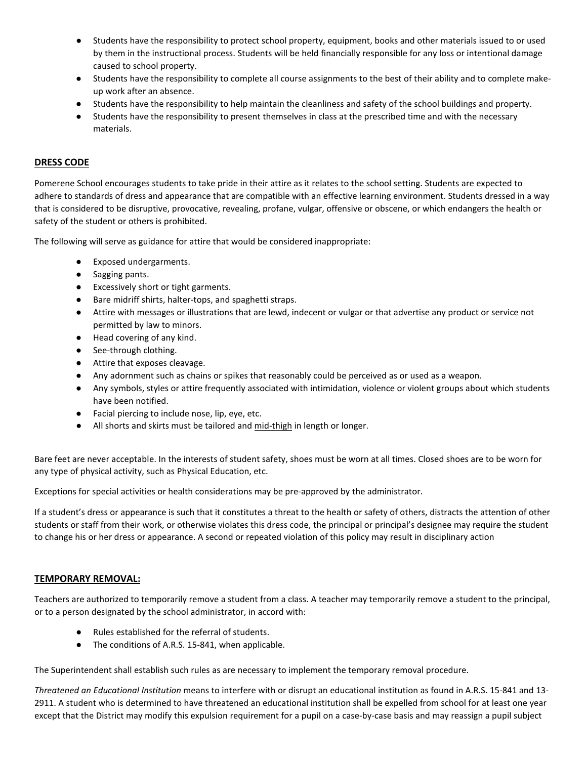- Students have the responsibility to protect school property, equipment, books and other materials issued to or used by them in the instructional process. Students will be held financially responsible for any loss or intentional damage caused to school property.
- Students have the responsibility to complete all course assignments to the best of their ability and to complete make-up work after an absence.
- Students have the responsibility to help maintain the cleanliness and safety of the school buildings and property.
- Students have the responsibility to present themselves in class at the prescribed time and with the necessary materials.

## DRESS CODE

Pomerene School encourages students to take pride in their attire as it relates to the school setting. Students are expected to adhere to standards of dress and appearance that are compatible with an effective learning environment. Students dressed in a way that is considered to be disruptive, provocative, revealing, profane, vulgar, offensive or obscene, or which endangers the health or safety of the student or others is prohibited.

The following will serve as guidance for attire that would be considered inappropriate:

- Exposed undergarments.
- Sagging pants.
- Excessively short or tight garments.
- Bare midriff shirts, halter-tops, and spaghetti straps.
- Attire with messages or illustrations that are lewd, indecent or vulgar or that advertise any product or service not permitted by law to minors.
- Head covering of any kind.
- See-through clothing.
- Attire that exposes cleavage.
- Any adornment such as chains or spikes that reasonably could be perceived as or used as a weapon.
- Any symbols, styles or attire frequently associated with intimidation, violence or violent groups about which students have been notified.
- Facial piercing to include nose, lip, eye, etc.
- All shorts and skirts must be tailored and <u>mid-thigh</u> in length or longer.

Bare feet are never acceptable. In the interests of student safety, shoes must be worn at all times. Closed shoes are to be worn for any type of physical activity, such as Physical Education, etc.

Exceptions for special activities or health considerations may be pre-approved by the administrator.

If a student's dress or appearance is such that it constitutes a threat to the health or safety of others, distracts the attention of other students or staff from their work, or otherwise violates this dress code, the principal or principal's designee may require the student to change his or her dress or appearance. A second or repeated violation of this policy may result in disciplinary action

## TEMPORARY REMOVAL:

Teachers are authorized to temporarily remove a student from a class. A teacher may temporarily remove a student to the principal, or to a person designated by the school administrator, in accord with:

- Rules established for the referral of students.
- The conditions of A.R.S. 15-841, when applicable.

The Superintendent shall establish such rules as are necessary to implement the temporary removal procedure.

*Threatened an Educational Institution* means to interfere with or disrupt an educational institution as found in A.R.S. 15-841 and 13-2911. A student who is determined to have threatened an educational institution shall be expelled from school for at least one year except that the District may modify this expulsion requirement for a pupil on a case-by-case basis and may reassign a pupil subject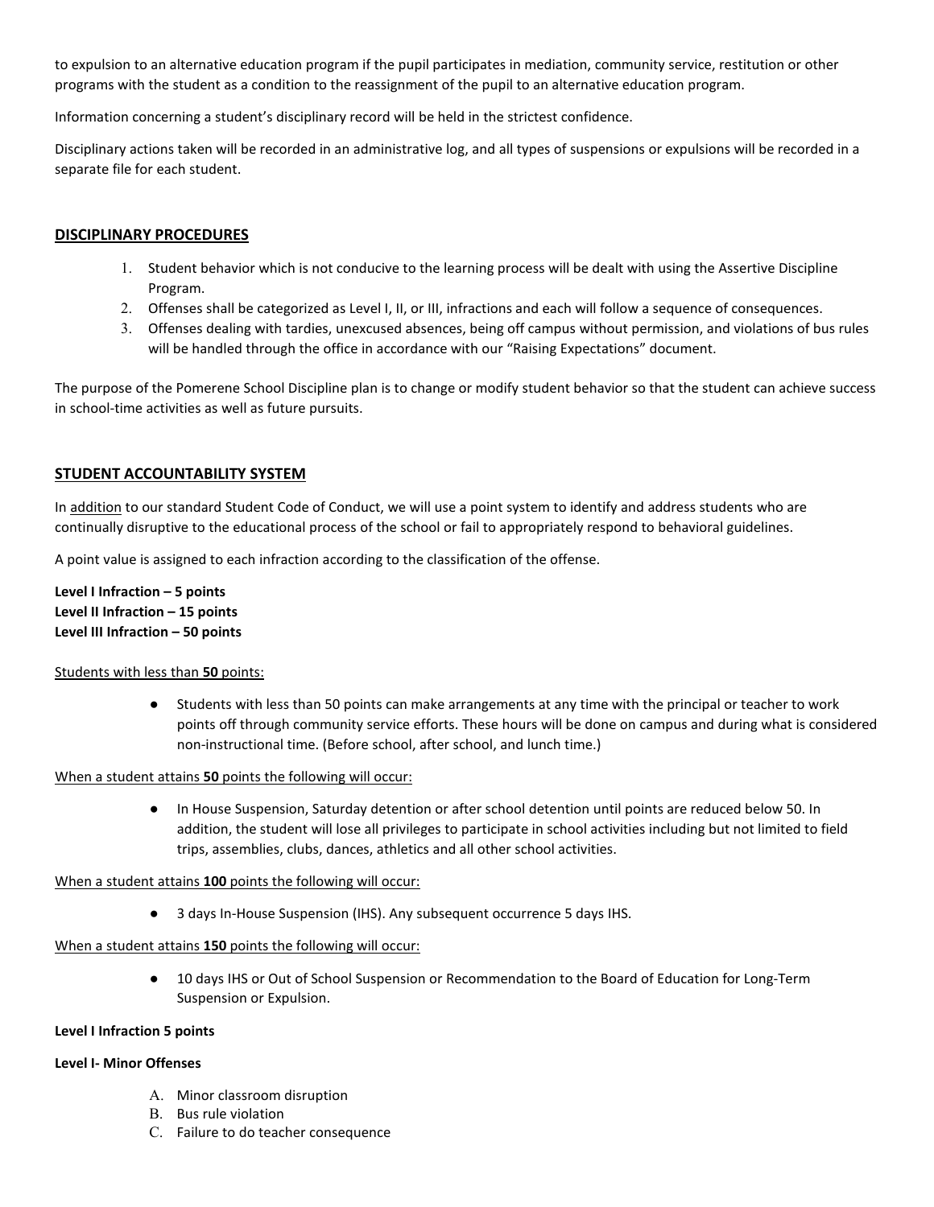to expulsion to an alternative education program if the pupil participates in mediation, community service, restitution or other programs with the student as a condition to the reassignment of the pupil to an alternative education program.

Information concerning a student's disciplinary record will be held in the strictest confidence.

Disciplinary actions taken will be recorded in an administrative log, and all types of suspensions or expulsions will be recorded in a separate file for each student.

## DISCIPLINARY PROCEDURES

1. Student behavior which is not conducive to the learning process will be dealt with using the Assertive Discipline Program.
2. Offenses shall be categorized as Level I, II, or III, infractions and each will follow a sequence of consequences.
3. Offenses dealing with tardies, unexcused absences, being off campus without permission, and violations of bus rules will be handled through the office in accordance with our "Raising Expectations" document.

The purpose of the Pomerene School Discipline plan is to change or modify student behavior so that the student can achieve success in school-time activities as well as future pursuits.

## STUDENT ACCOUNTABILITY SYSTEM

In addition to our standard Student Code of Conduct, we will use a point system to identify and address students who are continually disruptive to the educational process of the school or fail to appropriately respond to behavioral guidelines.

A point value is assigned to each infraction according to the classification of the offense.

**Level I Infraction – 5 points**
**Level II Infraction – 15 points**
**Level III Infraction – 50 points**

Students with less than **50** points:

- Students with less than 50 points can make arrangements at any time with the principal or teacher to work points off through community service efforts. These hours will be done on campus and during what is considered non-instructional time. (Before school, after school, and lunch time.)

When a student attains **50** points the following will occur:

- In House Suspension, Saturday detention or after school detention until points are reduced below 50. In addition, the student will lose all privileges to participate in school activities including but not limited to field trips, assemblies, clubs, dances, athletics and all other school activities.

When a student attains **100** points the following will occur:

- 3 days In-House Suspension (IHS). Any subsequent occurrence 5 days IHS.

When a student attains **150** points the following will occur:

- 10 days IHS or Out of School Suspension or Recommendation to the Board of Education for Long-Term Suspension or Expulsion.

**Level I Infraction 5 points**

**Level I- Minor Offenses**

A. Minor classroom disruption
B. Bus rule violation
C. Failure to do teacher consequence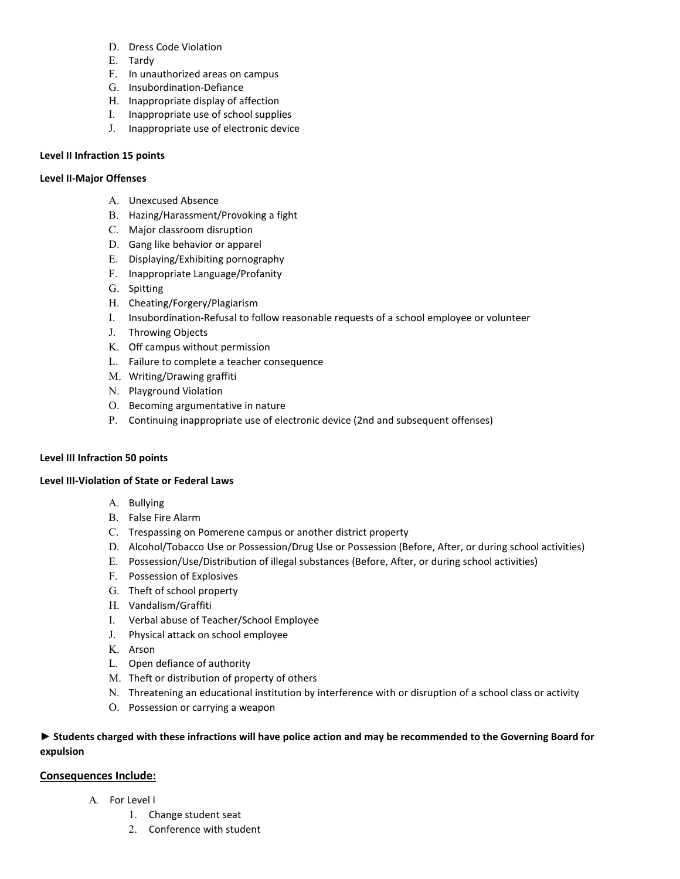D. Dress Code Violation
E. Tardy
F. In unauthorized areas on campus
G. Insubordination-Defiance
H. Inappropriate display of affection
I. Inappropriate use of school supplies
J. Inappropriate use of electronic device

**Level II Infraction 15 points**

**Level II-Major Offenses**

A. Unexcused Absence
B. Hazing/Harassment/Provoking a fight
C. Major classroom disruption
D. Gang like behavior or apparel
E. Displaying/Exhibiting pornography
F. Inappropriate Language/Profanity
G. Spitting
H. Cheating/Forgery/Plagiarism
I. Insubordination-Refusal to follow reasonable requests of a school employee or volunteer
J. Throwing Objects
K. Off campus without permission
L. Failure to complete a teacher consequence
M. Writing/Drawing graffiti
N. Playground Violation
O. Becoming argumentative in nature
P. Continuing inappropriate use of electronic device (2nd and subsequent offenses)

**Level III Infraction 50 points**

**Level III-Violation of State or Federal Laws**

A. Bullying
B. False Fire Alarm
C. Trespassing on Pomerene campus or another district property
D. Alcohol/Tobacco Use or Possession/Drug Use or Possession (Before, After, or during school activities)
E. Possession/Use/Distribution of illegal substances (Before, After, or during school activities)
F. Possession of Explosives
G. Theft of school property
H. Vandalism/Graffiti
I. Verbal abuse of Teacher/School Employee
J. Physical attack on school employee
K. Arson
L. Open defiance of authority
M. Theft or distribution of property of others
N. Threatening an educational institution by interference with or disruption of a school class or activity
O. Possession or carrying a weapon

**► Students charged with these infractions will have police action and may be recommended to the Governing Board for expulsion**

## Consequences Include:

A. For Level I
   1. Change student seat
   2. Conference with student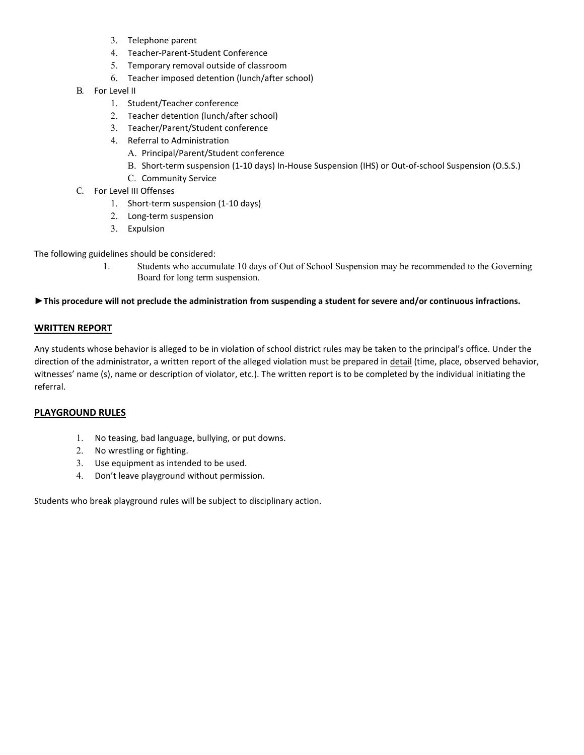3. Telephone parent
4. Teacher-Parent-Student Conference
5. Temporary removal outside of classroom
6. Teacher imposed detention (lunch/after school)

B. For Level II
1. Student/Teacher conference
2. Teacher detention (lunch/after school)
3. Teacher/Parent/Student conference
4. Referral to Administration
   A. Principal/Parent/Student conference
   B. Short-term suspension (1-10 days) In-House Suspension (IHS) or Out-of-school Suspension (O.S.S.)
   C. Community Service

C. For Level III Offenses
1. Short-term suspension (1-10 days)
2. Long-term suspension
3. Expulsion

The following guidelines should be considered:

1. Students who accumulate 10 days of Out of School Suspension may be recommended to the Governing Board for long term suspension.

**►This procedure will not preclude the administration from suspending a student for severe and/or continuous infractions.**

## WRITTEN REPORT

Any students whose behavior is alleged to be in violation of school district rules may be taken to the principal's office. Under the direction of the administrator, a written report of the alleged violation must be prepared in detail (time, place, observed behavior, witnesses' name (s), name or description of violator, etc.). The written report is to be completed by the individual initiating the referral.

## PLAYGROUND RULES

1. No teasing, bad language, bullying, or put downs.
2. No wrestling or fighting.
3. Use equipment as intended to be used.
4. Don't leave playground without permission.

Students who break playground rules will be subject to disciplinary action.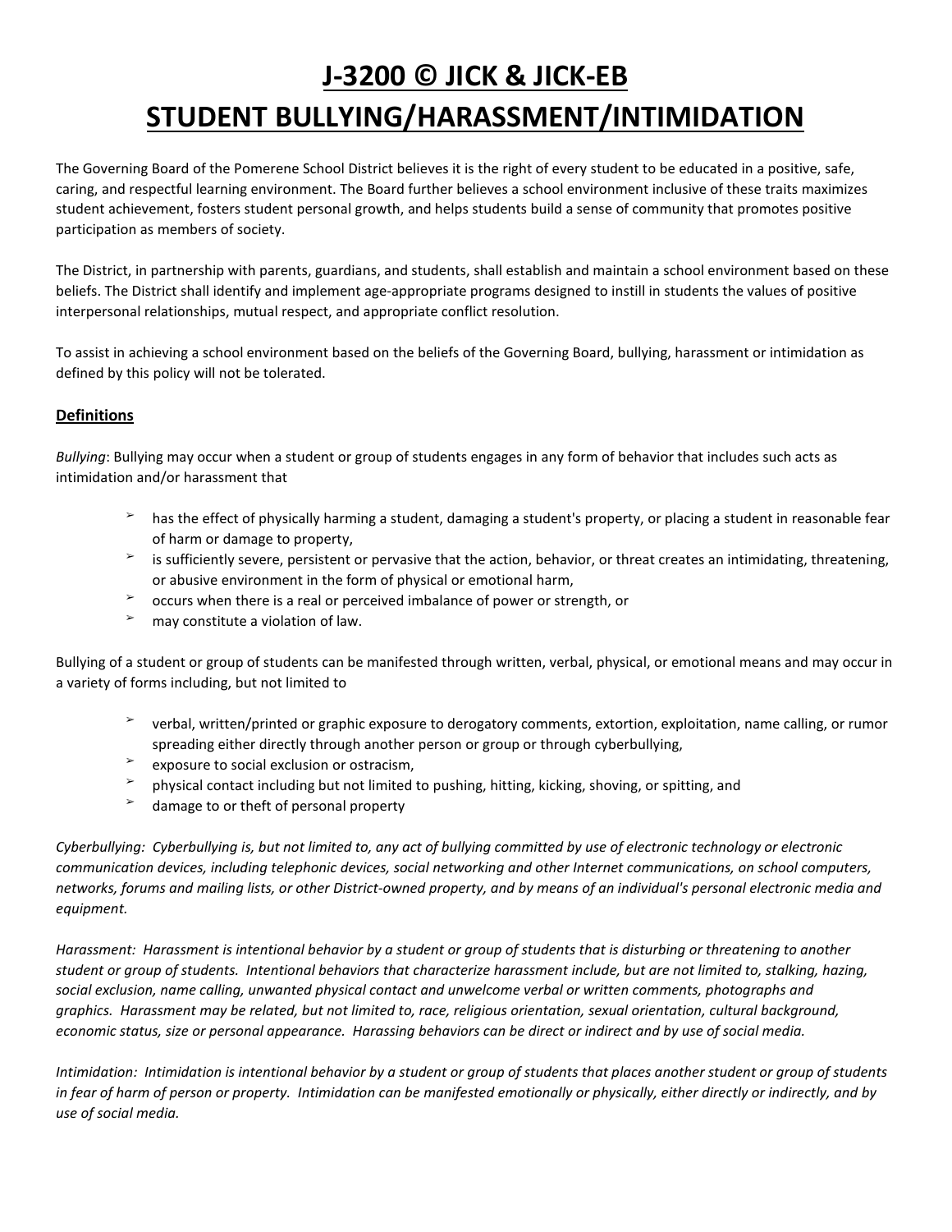# J-3200 © JICK & JICK-EB

# STUDENT BULLYING/HARASSMENT/INTIMIDATION

The Governing Board of the Pomerene School District believes it is the right of every student to be educated in a positive, safe, caring, and respectful learning environment. The Board further believes a school environment inclusive of these traits maximizes student achievement, fosters student personal growth, and helps students build a sense of community that promotes positive participation as members of society.

The District, in partnership with parents, guardians, and students, shall establish and maintain a school environment based on these beliefs. The District shall identify and implement age-appropriate programs designed to instill in students the values of positive interpersonal relationships, mutual respect, and appropriate conflict resolution.

To assist in achieving a school environment based on the beliefs of the Governing Board, bullying, harassment or intimidation as defined by this policy will not be tolerated.

## Definitions

*Bullying*: Bullying may occur when a student or group of students engages in any form of behavior that includes such acts as intimidation and/or harassment that

- has the effect of physically harming a student, damaging a student's property, or placing a student in reasonable fear of harm or damage to property,
- is sufficiently severe, persistent or pervasive that the action, behavior, or threat creates an intimidating, threatening, or abusive environment in the form of physical or emotional harm,
- occurs when there is a real or perceived imbalance of power or strength, or
- may constitute a violation of law.

Bullying of a student or group of students can be manifested through written, verbal, physical, or emotional means and may occur in a variety of forms including, but not limited to

- verbal, written/printed or graphic exposure to derogatory comments, extortion, exploitation, name calling, or rumor spreading either directly through another person or group or through cyberbullying,
- exposure to social exclusion or ostracism,
- physical contact including but not limited to pushing, hitting, kicking, shoving, or spitting, and
- damage to or theft of personal property

*Cyberbullying: Cyberbullying is, but not limited to, any act of bullying committed by use of electronic technology or electronic communication devices, including telephonic devices, social networking and other Internet communications, on school computers, networks, forums and mailing lists, or other District-owned property, and by means of an individual's personal electronic media and equipment.*

*Harassment: Harassment is intentional behavior by a student or group of students that is disturbing or threatening to another student or group of students. Intentional behaviors that characterize harassment include, but are not limited to, stalking, hazing, social exclusion, name calling, unwanted physical contact and unwelcome verbal or written comments, photographs and graphics. Harassment may be related, but not limited to, race, religious orientation, sexual orientation, cultural background, economic status, size or personal appearance. Harassing behaviors can be direct or indirect and by use of social media.*

*Intimidation: Intimidation is intentional behavior by a student or group of students that places another student or group of students in fear of harm of person or property. Intimidation can be manifested emotionally or physically, either directly or indirectly, and by use of social media.*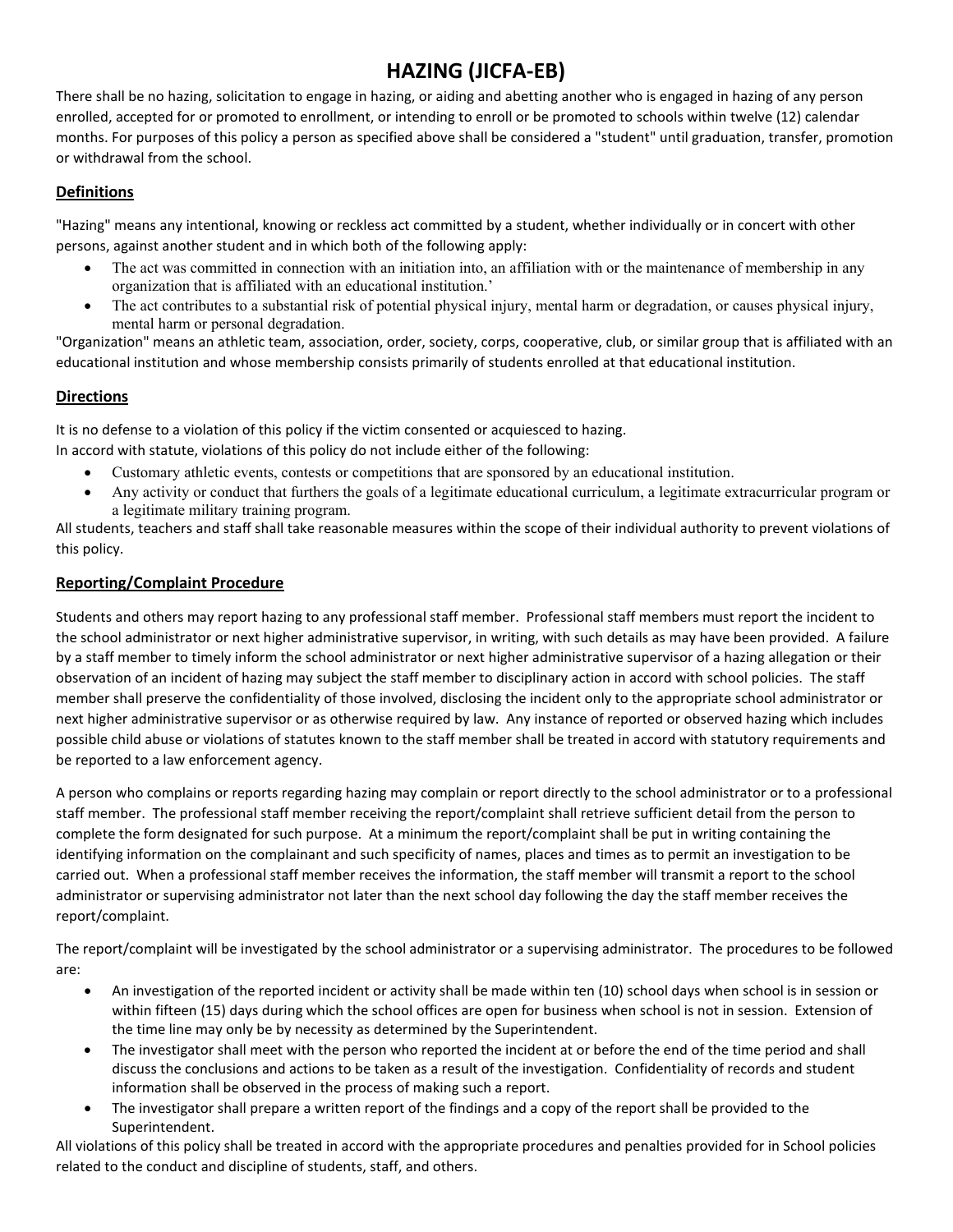# HAZING (JICFA-EB)

There shall be no hazing, solicitation to engage in hazing, or aiding and abetting another who is engaged in hazing of any person enrolled, accepted for or promoted to enrollment, or intending to enroll or be promoted to schools within twelve (12) calendar months. For purposes of this policy a person as specified above shall be considered a "student" until graduation, transfer, promotion or withdrawal from the school.

## Definitions

"Hazing" means any intentional, knowing or reckless act committed by a student, whether individually or in concert with other persons, against another student and in which both of the following apply:

- The act was committed in connection with an initiation into, an affiliation with or the maintenance of membership in any organization that is affiliated with an educational institution.'
- The act contributes to a substantial risk of potential physical injury, mental harm or degradation, or causes physical injury, mental harm or personal degradation.

"Organization" means an athletic team, association, order, society, corps, cooperative, club, or similar group that is affiliated with an educational institution and whose membership consists primarily of students enrolled at that educational institution.

## Directions

It is no defense to a violation of this policy if the victim consented or acquiesced to hazing.
In accord with statute, violations of this policy do not include either of the following:

- Customary athletic events, contests or competitions that are sponsored by an educational institution.
- Any activity or conduct that furthers the goals of a legitimate educational curriculum, a legitimate extracurricular program or a legitimate military training program.

All students, teachers and staff shall take reasonable measures within the scope of their individual authority to prevent violations of this policy.

## Reporting/Complaint Procedure

Students and others may report hazing to any professional staff member. Professional staff members must report the incident to the school administrator or next higher administrative supervisor, in writing, with such details as may have been provided. A failure by a staff member to timely inform the school administrator or next higher administrative supervisor of a hazing allegation or their observation of an incident of hazing may subject the staff member to disciplinary action in accord with school policies. The staff member shall preserve the confidentiality of those involved, disclosing the incident only to the appropriate school administrator or next higher administrative supervisor or as otherwise required by law. Any instance of reported or observed hazing which includes possible child abuse or violations of statutes known to the staff member shall be treated in accord with statutory requirements and be reported to a law enforcement agency.

A person who complains or reports regarding hazing may complain or report directly to the school administrator or to a professional staff member. The professional staff member receiving the report/complaint shall retrieve sufficient detail from the person to complete the form designated for such purpose. At a minimum the report/complaint shall be put in writing containing the identifying information on the complainant and such specificity of names, places and times as to permit an investigation to be carried out. When a professional staff member receives the information, the staff member will transmit a report to the school administrator or supervising administrator not later than the next school day following the day the staff member receives the report/complaint.

The report/complaint will be investigated by the school administrator or a supervising administrator. The procedures to be followed are:

- An investigation of the reported incident or activity shall be made within ten (10) school days when school is in session or within fifteen (15) days during which the school offices are open for business when school is not in session. Extension of the time line may only be by necessity as determined by the Superintendent.
- The investigator shall meet with the person who reported the incident at or before the end of the time period and shall discuss the conclusions and actions to be taken as a result of the investigation. Confidentiality of records and student information shall be observed in the process of making such a report.
- The investigator shall prepare a written report of the findings and a copy of the report shall be provided to the Superintendent.

All violations of this policy shall be treated in accord with the appropriate procedures and penalties provided for in School policies related to the conduct and discipline of students, staff, and others.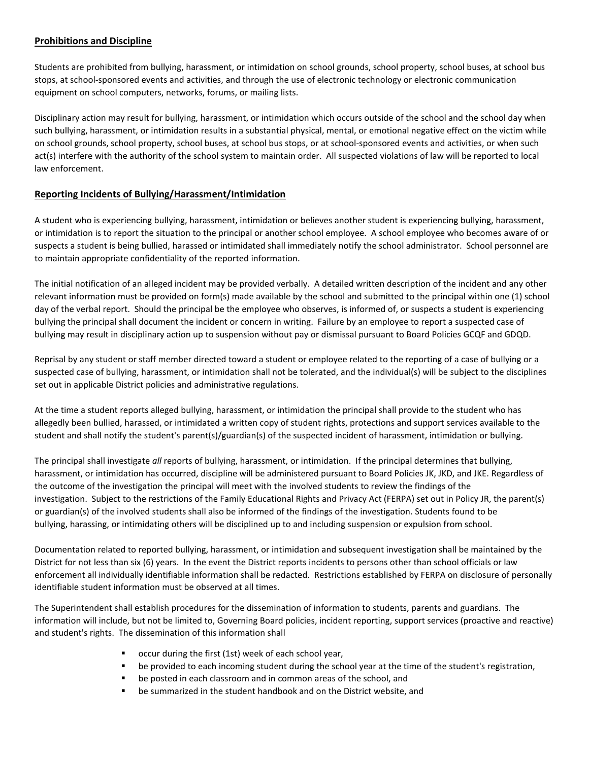**Prohibitions and Discipline**

Students are prohibited from bullying, harassment, or intimidation on school grounds, school property, school buses, at school bus stops, at school-sponsored events and activities, and through the use of electronic technology or electronic communication equipment on school computers, networks, forums, or mailing lists.

Disciplinary action may result for bullying, harassment, or intimidation which occurs outside of the school and the school day when such bullying, harassment, or intimidation results in a substantial physical, mental, or emotional negative effect on the victim while on school grounds, school property, school buses, at school bus stops, or at school-sponsored events and activities, or when such act(s) interfere with the authority of the school system to maintain order. All suspected violations of law will be reported to local law enforcement.

**Reporting Incidents of Bullying/Harassment/Intimidation**

A student who is experiencing bullying, harassment, intimidation or believes another student is experiencing bullying, harassment, or intimidation is to report the situation to the principal or another school employee. A school employee who becomes aware of or suspects a student is being bullied, harassed or intimidated shall immediately notify the school administrator. School personnel are to maintain appropriate confidentiality of the reported information.

The initial notification of an alleged incident may be provided verbally. A detailed written description of the incident and any other relevant information must be provided on form(s) made available by the school and submitted to the principal within one (1) school day of the verbal report. Should the principal be the employee who observes, is informed of, or suspects a student is experiencing bullying the principal shall document the incident or concern in writing. Failure by an employee to report a suspected case of bullying may result in disciplinary action up to suspension without pay or dismissal pursuant to Board Policies GCQF and GDQD.

Reprisal by any student or staff member directed toward a student or employee related to the reporting of a case of bullying or a suspected case of bullying, harassment, or intimidation shall not be tolerated, and the individual(s) will be subject to the disciplines set out in applicable District policies and administrative regulations.

At the time a student reports alleged bullying, harassment, or intimidation the principal shall provide to the student who has allegedly been bullied, harassed, or intimidated a written copy of student rights, protections and support services available to the student and shall notify the student's parent(s)/guardian(s) of the suspected incident of harassment, intimidation or bullying.

The principal shall investigate *all* reports of bullying, harassment, or intimidation. If the principal determines that bullying, harassment, or intimidation has occurred, discipline will be administered pursuant to Board Policies JK, JKD, and JKE. Regardless of the outcome of the investigation the principal will meet with the involved students to review the findings of the investigation. Subject to the restrictions of the Family Educational Rights and Privacy Act (FERPA) set out in Policy JR, the parent(s) or guardian(s) of the involved students shall also be informed of the findings of the investigation. Students found to be bullying, harassing, or intimidating others will be disciplined up to and including suspension or expulsion from school.

Documentation related to reported bullying, harassment, or intimidation and subsequent investigation shall be maintained by the District for not less than six (6) years. In the event the District reports incidents to persons other than school officials or law enforcement all individually identifiable information shall be redacted. Restrictions established by FERPA on disclosure of personally identifiable student information must be observed at all times.

The Superintendent shall establish procedures for the dissemination of information to students, parents and guardians. The information will include, but not be limited to, Governing Board policies, incident reporting, support services (proactive and reactive) and student's rights. The dissemination of this information shall

- occur during the first (1st) week of each school year,
- be provided to each incoming student during the school year at the time of the student's registration,
- be posted in each classroom and in common areas of the school, and
- be summarized in the student handbook and on the District website, and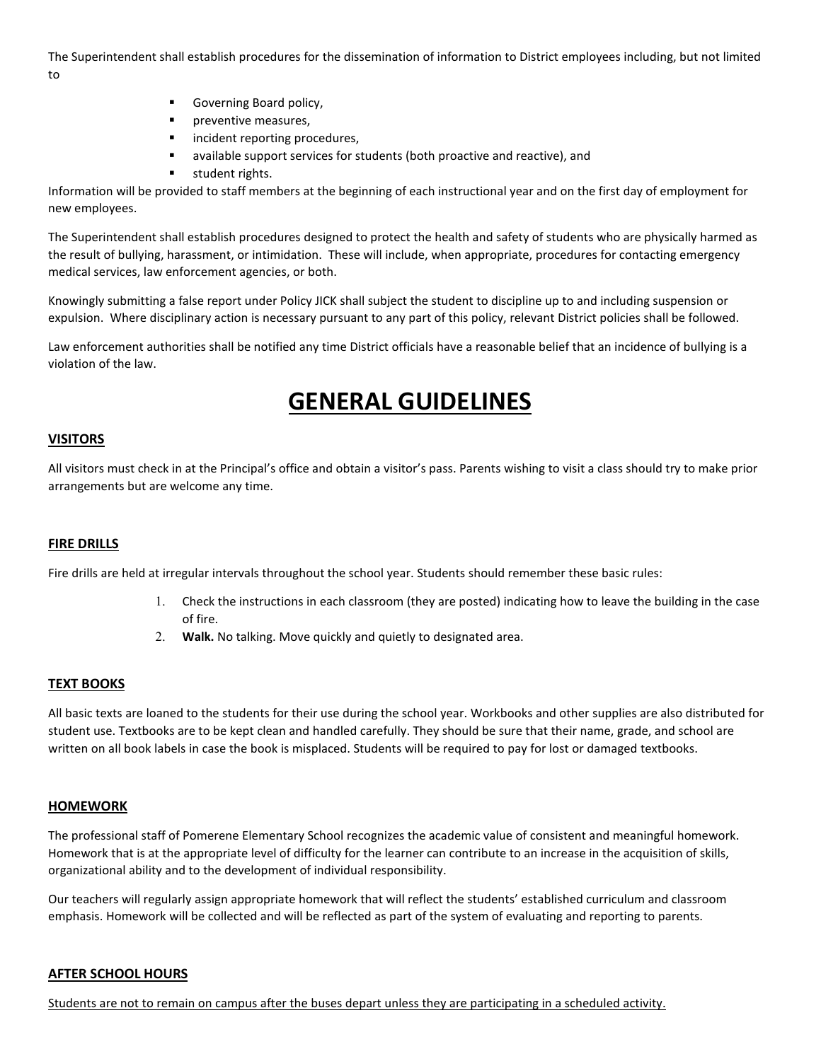The Superintendent shall establish procedures for the dissemination of information to District employees including, but not limited to

- Governing Board policy,
- preventive measures,
- incident reporting procedures,
- available support services for students (both proactive and reactive), and
- student rights.

Information will be provided to staff members at the beginning of each instructional year and on the first day of employment for new employees.

The Superintendent shall establish procedures designed to protect the health and safety of students who are physically harmed as the result of bullying, harassment, or intimidation. These will include, when appropriate, procedures for contacting emergency medical services, law enforcement agencies, or both.

Knowingly submitting a false report under Policy JICK shall subject the student to discipline up to and including suspension or expulsion. Where disciplinary action is necessary pursuant to any part of this policy, relevant District policies shall be followed.

Law enforcement authorities shall be notified any time District officials have a reasonable belief that an incidence of bullying is a violation of the law.

# GENERAL GUIDELINES

## VISITORS

All visitors must check in at the Principal's office and obtain a visitor's pass. Parents wishing to visit a class should try to make prior arrangements but are welcome any time.

## FIRE DRILLS

Fire drills are held at irregular intervals throughout the school year. Students should remember these basic rules:

1. Check the instructions in each classroom (they are posted) indicating how to leave the building in the case of fire.
2. **Walk.** No talking. Move quickly and quietly to designated area.

## TEXT BOOKS

All basic texts are loaned to the students for their use during the school year. Workbooks and other supplies are also distributed for student use. Textbooks are to be kept clean and handled carefully. They should be sure that their name, grade, and school are written on all book labels in case the book is misplaced. Students will be required to pay for lost or damaged textbooks.

## HOMEWORK

The professional staff of Pomerene Elementary School recognizes the academic value of consistent and meaningful homework. Homework that is at the appropriate level of difficulty for the learner can contribute to an increase in the acquisition of skills, organizational ability and to the development of individual responsibility.

Our teachers will regularly assign appropriate homework that will reflect the students' established curriculum and classroom emphasis. Homework will be collected and will be reflected as part of the system of evaluating and reporting to parents.

## AFTER SCHOOL HOURS

Students are not to remain on campus after the buses depart unless they are participating in a scheduled activity.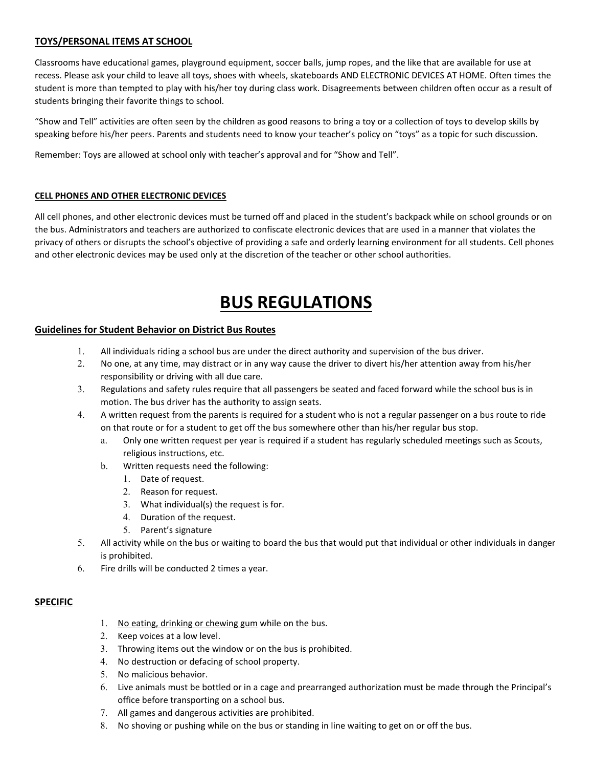## <u>TOYS/PERSONAL ITEMS AT SCHOOL</u>

Classrooms have educational games, playground equipment, soccer balls, jump ropes, and the like that are available for use at recess. Please ask your child to leave all toys, shoes with wheels, skateboards AND ELECTRONIC DEVICES AT HOME. Often times the student is more than tempted to play with his/her toy during class work. Disagreements between children often occur as a result of students bringing their favorite things to school.

"Show and Tell" activities are often seen by the children as good reasons to bring a toy or a collection of toys to develop skills by speaking before his/her peers. Parents and students need to know your teacher's policy on "toys" as a topic for such discussion.

Remember: Toys are allowed at school only with teacher's approval and for "Show and Tell".

### <u>CELL PHONES AND OTHER ELECTRONIC DEVICES</u>

All cell phones, and other electronic devices must be turned off and placed in the student's backpack while on school grounds or on the bus. Administrators and teachers are authorized to confiscate electronic devices that are used in a manner that violates the privacy of others or disrupts the school's objective of providing a safe and orderly learning environment for all students. Cell phones and other electronic devices may be used only at the discretion of the teacher or other school authorities.

# <u>BUS REGULATIONS</u>

## <u>Guidelines for Student Behavior on District Bus Routes</u>

1. All individuals riding a school bus are under the direct authority and supervision of the bus driver.
2. No one, at any time, may distract or in any way cause the driver to divert his/her attention away from his/her responsibility or driving with all due care.
3. Regulations and safety rules require that all passengers be seated and faced forward while the school bus is in motion. The bus driver has the authority to assign seats.
4. A written request from the parents is required for a student who is not a regular passenger on a bus route to ride on that route or for a student to get off the bus somewhere other than his/her regular bus stop.
   a. Only one written request per year is required if a student has regularly scheduled meetings such as Scouts, religious instructions, etc.
   b. Written requests need the following:
      1. Date of request.
      2. Reason for request.
      3. What individual(s) the request is for.
      4. Duration of the request.
      5. Parent's signature
5. All activity while on the bus or waiting to board the bus that would put that individual or other individuals in danger is prohibited.
6. Fire drills will be conducted 2 times a year.

## <u>SPECIFIC</u>

1. <u>No eating, drinking or chewing gum</u> while on the bus.
2. Keep voices at a low level.
3. Throwing items out the window or on the bus is prohibited.
4. No destruction or defacing of school property.
5. No malicious behavior.
6. Live animals must be bottled or in a cage and prearranged authorization must be made through the Principal's office before transporting on a school bus.
7. All games and dangerous activities are prohibited.
8. No shoving or pushing while on the bus or standing in line waiting to get on or off the bus.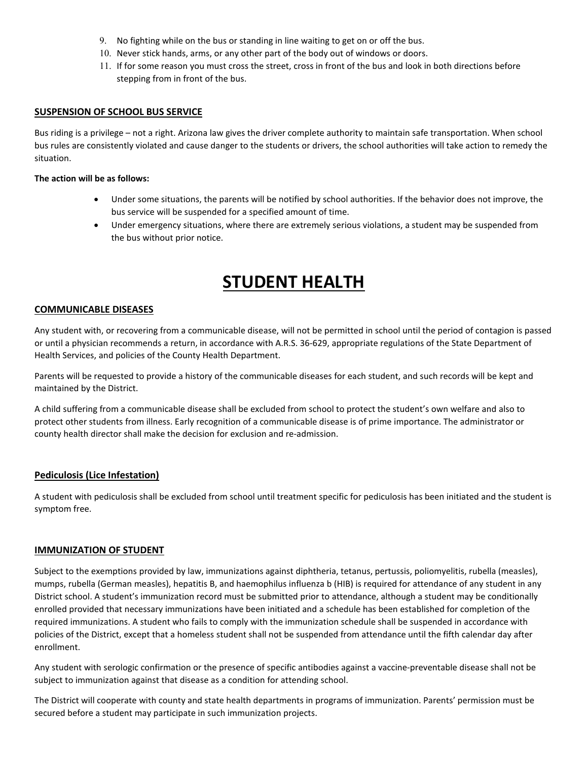9. No fighting while on the bus or standing in line waiting to get on or off the bus.
10. Never stick hands, arms, or any other part of the body out of windows or doors.
11. If for some reason you must cross the street, cross in front of the bus and look in both directions before stepping from in front of the bus.

### SUSPENSION OF SCHOOL BUS SERVICE

Bus riding is a privilege – not a right. Arizona law gives the driver complete authority to maintain safe transportation. When school bus rules are consistently violated and cause danger to the students or drivers, the school authorities will take action to remedy the situation.

**The action will be as follows:**

- Under some situations, the parents will be notified by school authorities. If the behavior does not improve, the bus service will be suspended for a specified amount of time.
- Under emergency situations, where there are extremely serious violations, a student may be suspended from the bus without prior notice.

# STUDENT HEALTH

### COMMUNICABLE DISEASES

Any student with, or recovering from a communicable disease, will not be permitted in school until the period of contagion is passed or until a physician recommends a return, in accordance with A.R.S. 36-629, appropriate regulations of the State Department of Health Services, and policies of the County Health Department.

Parents will be requested to provide a history of the communicable diseases for each student, and such records will be kept and maintained by the District.

A child suffering from a communicable disease shall be excluded from school to protect the student's own welfare and also to protect other students from illness. Early recognition of a communicable disease is of prime importance. The administrator or county health director shall make the decision for exclusion and re-admission.

### Pediculosis (Lice Infestation)

A student with pediculosis shall be excluded from school until treatment specific for pediculosis has been initiated and the student is symptom free.

### IMMUNIZATION OF STUDENT

Subject to the exemptions provided by law, immunizations against diphtheria, tetanus, pertussis, poliomyelitis, rubella (measles), mumps, rubella (German measles), hepatitis B, and haemophilus influenza b (HIB) is required for attendance of any student in any District school. A student's immunization record must be submitted prior to attendance, although a student may be conditionally enrolled provided that necessary immunizations have been initiated and a schedule has been established for completion of the required immunizations. A student who fails to comply with the immunization schedule shall be suspended in accordance with policies of the District, except that a homeless student shall not be suspended from attendance until the fifth calendar day after enrollment.

Any student with serologic confirmation or the presence of specific antibodies against a vaccine-preventable disease shall not be subject to immunization against that disease as a condition for attending school.

The District will cooperate with county and state health departments in programs of immunization. Parents' permission must be secured before a student may participate in such immunization projects.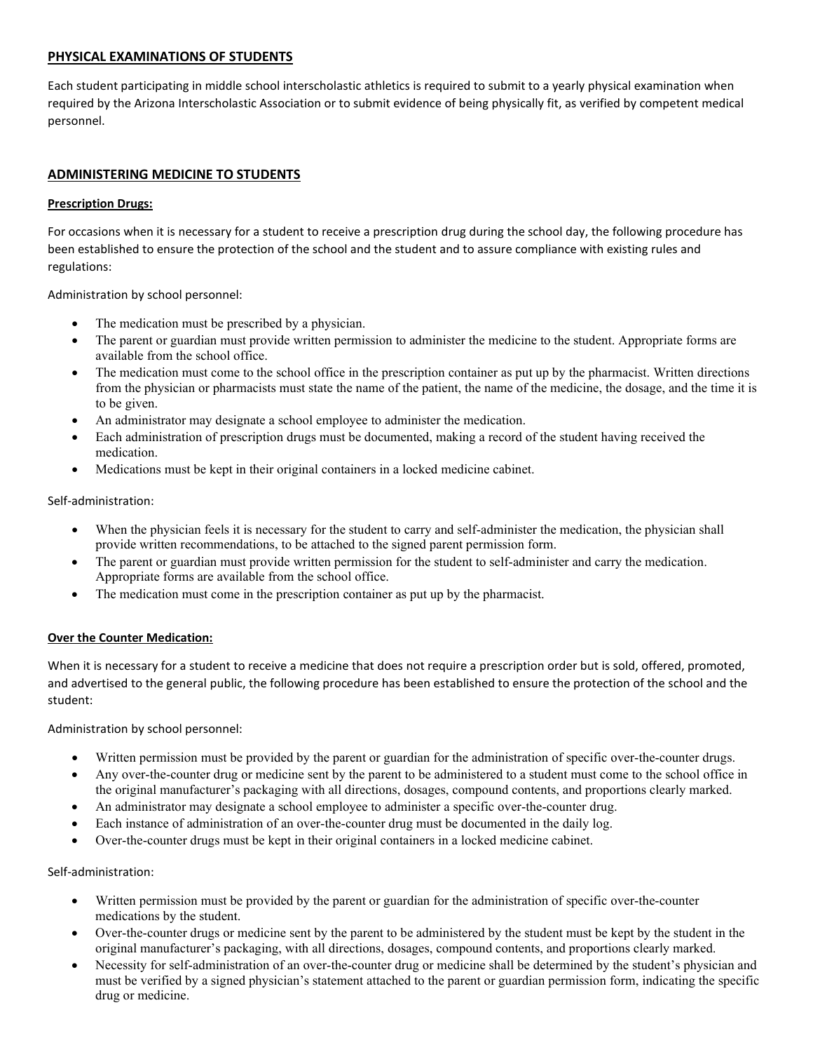## PHYSICAL EXAMINATIONS OF STUDENTS

Each student participating in middle school interscholastic athletics is required to submit to a yearly physical examination when required by the Arizona Interscholastic Association or to submit evidence of being physically fit, as verified by competent medical personnel.

## ADMINISTERING MEDICINE TO STUDENTS

### Prescription Drugs:

For occasions when it is necessary for a student to receive a prescription drug during the school day, the following procedure has been established to ensure the protection of the school and the student and to assure compliance with existing rules and regulations:

Administration by school personnel:

- The medication must be prescribed by a physician.
- The parent or guardian must provide written permission to administer the medicine to the student. Appropriate forms are available from the school office.
- The medication must come to the school office in the prescription container as put up by the pharmacist. Written directions from the physician or pharmacists must state the name of the patient, the name of the medicine, the dosage, and the time it is to be given.
- An administrator may designate a school employee to administer the medication.
- Each administration of prescription drugs must be documented, making a record of the student having received the medication.
- Medications must be kept in their original containers in a locked medicine cabinet.

Self-administration:

- When the physician feels it is necessary for the student to carry and self-administer the medication, the physician shall provide written recommendations, to be attached to the signed parent permission form.
- The parent or guardian must provide written permission for the student to self-administer and carry the medication. Appropriate forms are available from the school office.
- The medication must come in the prescription container as put up by the pharmacist.

### Over the Counter Medication:

When it is necessary for a student to receive a medicine that does not require a prescription order but is sold, offered, promoted, and advertised to the general public, the following procedure has been established to ensure the protection of the school and the student:

Administration by school personnel:

- Written permission must be provided by the parent or guardian for the administration of specific over-the-counter drugs.
- Any over-the-counter drug or medicine sent by the parent to be administered to a student must come to the school office in the original manufacturer's packaging with all directions, dosages, compound contents, and proportions clearly marked.
- An administrator may designate a school employee to administer a specific over-the-counter drug.
- Each instance of administration of an over-the-counter drug must be documented in the daily log.
- Over-the-counter drugs must be kept in their original containers in a locked medicine cabinet.

Self-administration:

- Written permission must be provided by the parent or guardian for the administration of specific over-the-counter medications by the student.
- Over-the-counter drugs or medicine sent by the parent to be administered by the student must be kept by the student in the original manufacturer's packaging, with all directions, dosages, compound contents, and proportions clearly marked.
- Necessity for self-administration of an over-the-counter drug or medicine shall be determined by the student's physician and must be verified by a signed physician's statement attached to the parent or guardian permission form, indicating the specific drug or medicine.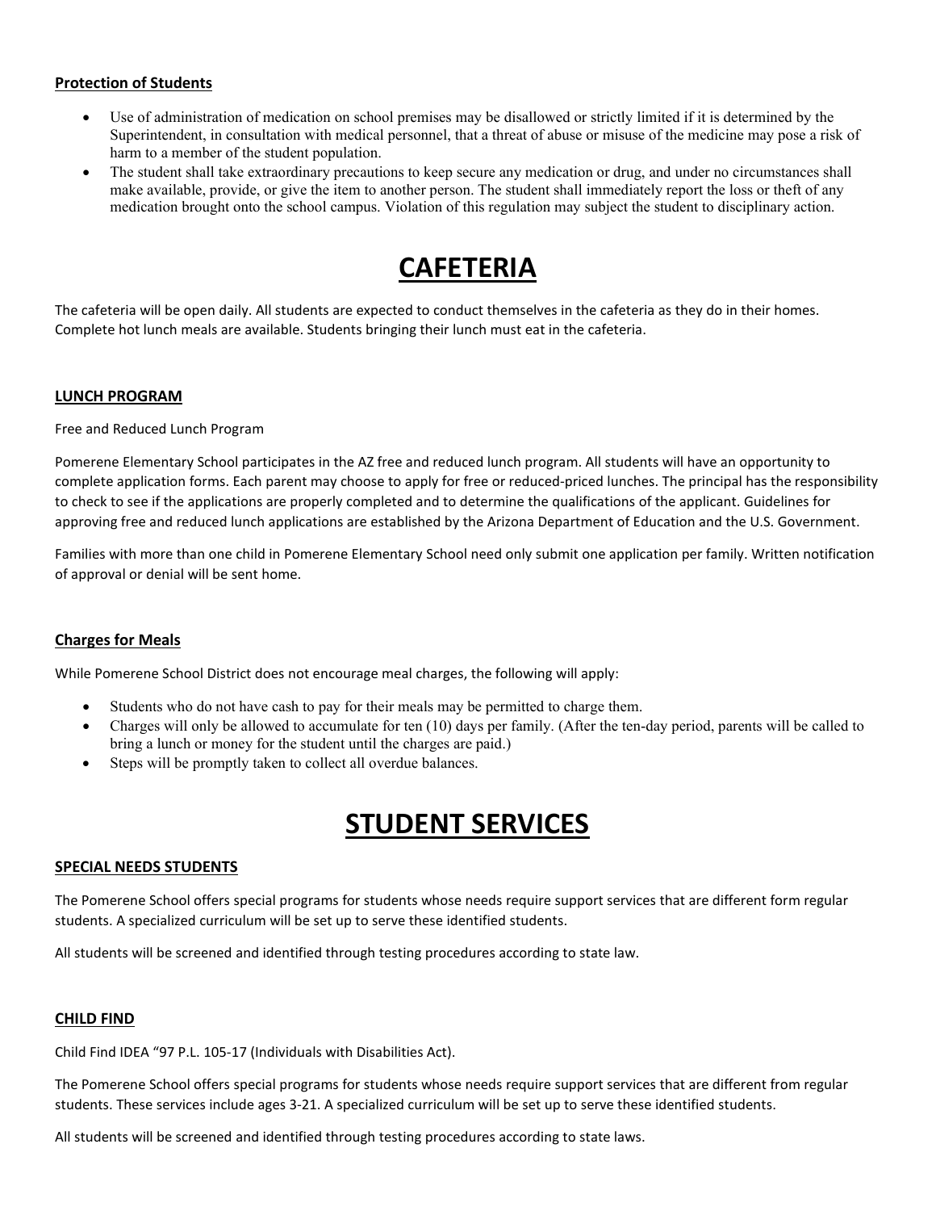### Protection of Students

- Use of administration of medication on school premises may be disallowed or strictly limited if it is determined by the Superintendent, in consultation with medical personnel, that a threat of abuse or misuse of the medicine may pose a risk of harm to a member of the student population.
- The student shall take extraordinary precautions to keep secure any medication or drug, and under no circumstances shall make available, provide, or give the item to another person. The student shall immediately report the loss or theft of any medication brought onto the school campus. Violation of this regulation may subject the student to disciplinary action.

# CAFETERIA

The cafeteria will be open daily. All students are expected to conduct themselves in the cafeteria as they do in their homes. Complete hot lunch meals are available. Students bringing their lunch must eat in the cafeteria.

### LUNCH PROGRAM

Free and Reduced Lunch Program

Pomerene Elementary School participates in the AZ free and reduced lunch program. All students will have an opportunity to complete application forms. Each parent may choose to apply for free or reduced-priced lunches. The principal has the responsibility to check to see if the applications are properly completed and to determine the qualifications of the applicant. Guidelines for approving free and reduced lunch applications are established by the Arizona Department of Education and the U.S. Government.

Families with more than one child in Pomerene Elementary School need only submit one application per family. Written notification of approval or denial will be sent home.

### Charges for Meals

While Pomerene School District does not encourage meal charges, the following will apply:

- Students who do not have cash to pay for their meals may be permitted to charge them.
- Charges will only be allowed to accumulate for ten (10) days per family. (After the ten-day period, parents will be called to bring a lunch or money for the student until the charges are paid.)
- Steps will be promptly taken to collect all overdue balances.

# STUDENT SERVICES

### SPECIAL NEEDS STUDENTS

The Pomerene School offers special programs for students whose needs require support services that are different form regular students. A specialized curriculum will be set up to serve these identified students.

All students will be screened and identified through testing procedures according to state law.

### CHILD FIND

Child Find IDEA "97 P.L. 105-17 (Individuals with Disabilities Act).

The Pomerene School offers special programs for students whose needs require support services that are different from regular students. These services include ages 3-21. A specialized curriculum will be set up to serve these identified students.

All students will be screened and identified through testing procedures according to state laws.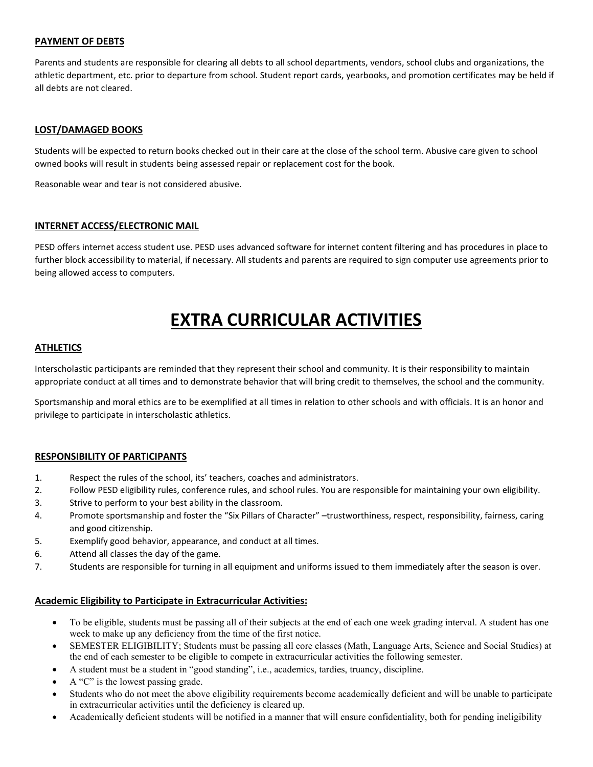**PAYMENT OF DEBTS**

Parents and students are responsible for clearing all debts to all school departments, vendors, school clubs and organizations, the athletic department, etc. prior to departure from school. Student report cards, yearbooks, and promotion certificates may be held if all debts are not cleared.

**LOST/DAMAGED BOOKS**

Students will be expected to return books checked out in their care at the close of the school term. Abusive care given to school owned books will result in students being assessed repair or replacement cost for the book.

Reasonable wear and tear is not considered abusive.

**INTERNET ACCESS/ELECTRONIC MAIL**

PESD offers internet access student use. PESD uses advanced software for internet content filtering and has procedures in place to further block accessibility to material, if necessary. All students and parents are required to sign computer use agreements prior to being allowed access to computers.

# EXTRA CURRICULAR ACTIVITIES

**ATHLETICS**

Interscholastic participants are reminded that they represent their school and community. It is their responsibility to maintain appropriate conduct at all times and to demonstrate behavior that will bring credit to themselves, the school and the community.

Sportsmanship and moral ethics are to be exemplified at all times in relation to other schools and with officials. It is an honor and privilege to participate in interscholastic athletics.

**RESPONSIBILITY OF PARTICIPANTS**

1. Respect the rules of the school, its' teachers, coaches and administrators.
2. Follow PESD eligibility rules, conference rules, and school rules. You are responsible for maintaining your own eligibility.
3. Strive to perform to your best ability in the classroom.
4. Promote sportsmanship and foster the "Six Pillars of Character" –trustworthiness, respect, responsibility, fairness, caring and good citizenship.
5. Exemplify good behavior, appearance, and conduct at all times.
6. Attend all classes the day of the game.
7. Students are responsible for turning in all equipment and uniforms issued to them immediately after the season is over.

**Academic Eligibility to Participate in Extracurricular Activities:**

- To be eligible, students must be passing all of their subjects at the end of each one week grading interval. A student has one week to make up any deficiency from the time of the first notice.
- SEMESTER ELIGIBILITY; Students must be passing all core classes (Math, Language Arts, Science and Social Studies) at the end of each semester to be eligible to compete in extracurricular activities the following semester.
- A student must be a student in "good standing", i.e., academics, tardies, truancy, discipline.
- A "C" is the lowest passing grade.
- Students who do not meet the above eligibility requirements become academically deficient and will be unable to participate in extracurricular activities until the deficiency is cleared up.
- Academically deficient students will be notified in a manner that will ensure confidentiality, both for pending ineligibility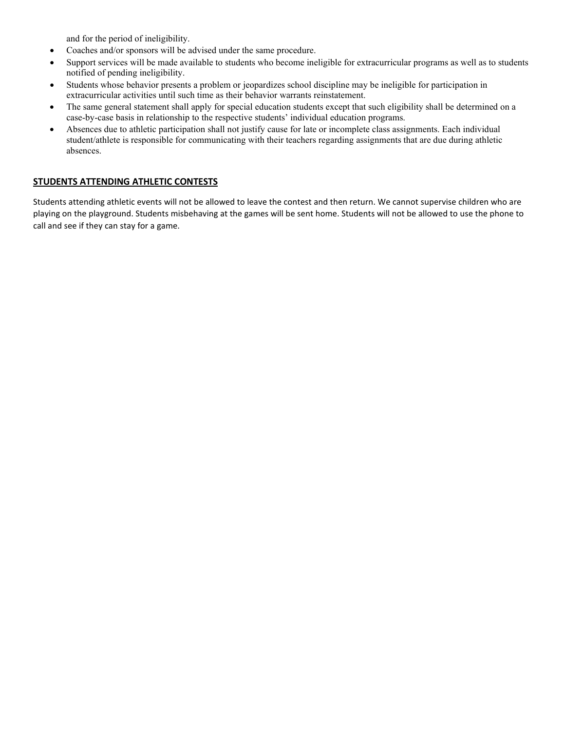and for the period of ineligibility.

- Coaches and/or sponsors will be advised under the same procedure.
- Support services will be made available to students who become ineligible for extracurricular programs as well as to students notified of pending ineligibility.
- Students whose behavior presents a problem or jeopardizes school discipline may be ineligible for participation in extracurricular activities until such time as their behavior warrants reinstatement.
- The same general statement shall apply for special education students except that such eligibility shall be determined on a case-by-case basis in relationship to the respective students' individual education programs.
- Absences due to athletic participation shall not justify cause for late or incomplete class assignments. Each individual student/athlete is responsible for communicating with their teachers regarding assignments that are due during athletic absences.

## STUDENTS ATTENDING ATHLETIC CONTESTS

Students attending athletic events will not be allowed to leave the contest and then return. We cannot supervise children who are playing on the playground. Students misbehaving at the games will be sent home. Students will not be allowed to use the phone to call and see if they can stay for a game.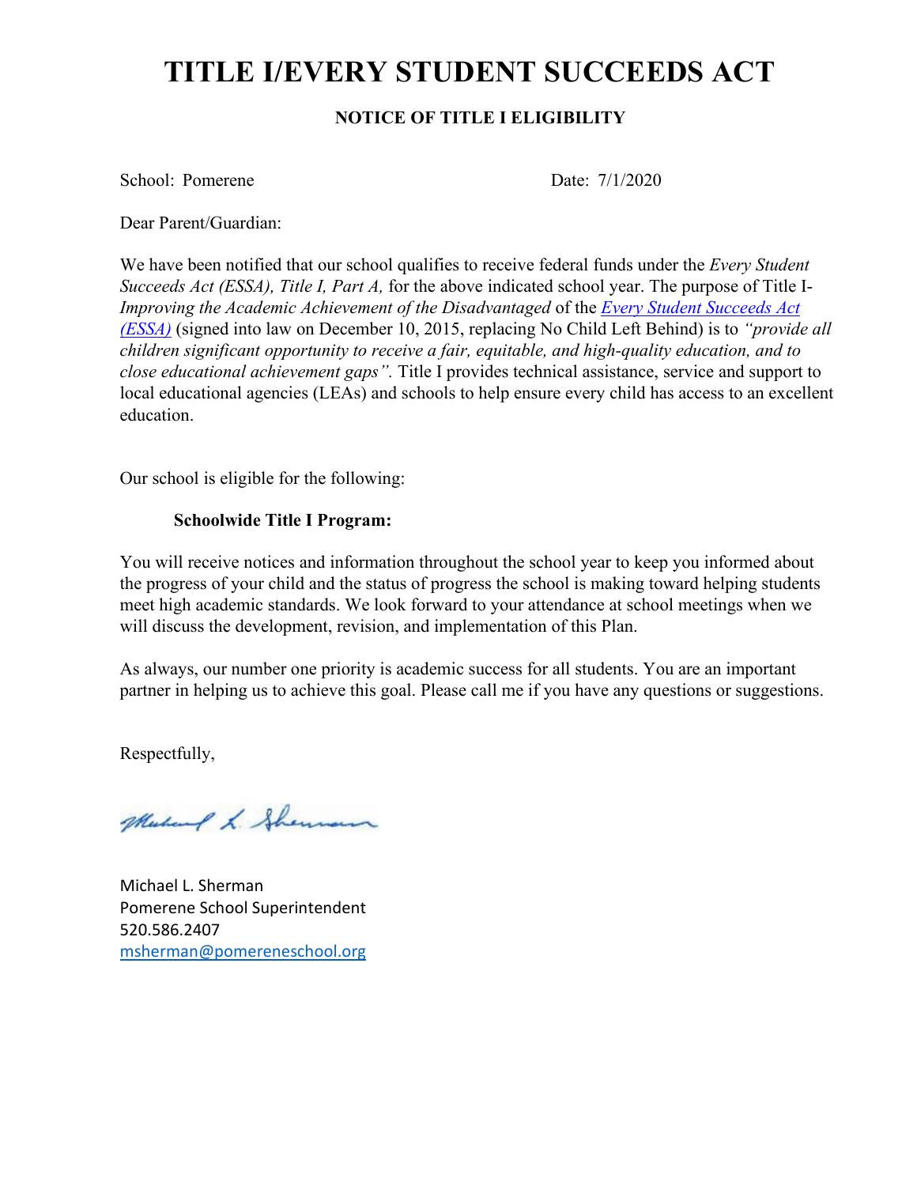# TITLE I/EVERY STUDENT SUCCEEDS ACT

**NOTICE OF TITLE I ELIGIBILITY**

School: Pomerene　　　　　　　　　　　　Date: 7/1/2020

Dear Parent/Guardian:

We have been notified that our school qualifies to receive federal funds under the *Every Student Succeeds Act (ESSA), Title I, Part A,* for the above indicated school year. The purpose of Title I-*Improving the Academic Achievement of the Disadvantaged* of the *Every Student Succeeds Act (ESSA)* (signed into law on December 10, 2015, replacing No Child Left Behind) is to *"provide all children significant opportunity to receive a fair, equitable, and high-quality education, and to close educational achievement gaps".* Title I provides technical assistance, service and support to local educational agencies (LEAs) and schools to help ensure every child has access to an excellent education.

Our school is eligible for the following:

**Schoolwide Title I Program:**

You will receive notices and information throughout the school year to keep you informed about the progress of your child and the status of progress the school is making toward helping students meet high academic standards. We look forward to your attendance at school meetings when we will discuss the development, revision, and implementation of this Plan.

As always, our number one priority is academic success for all students. You are an important partner in helping us to achieve this goal. Please call me if you have any questions or suggestions.

Respectfully,

Michael L. Sherman
Pomerene School Superintendent
520.586.2407
msherman@pomereneschool.org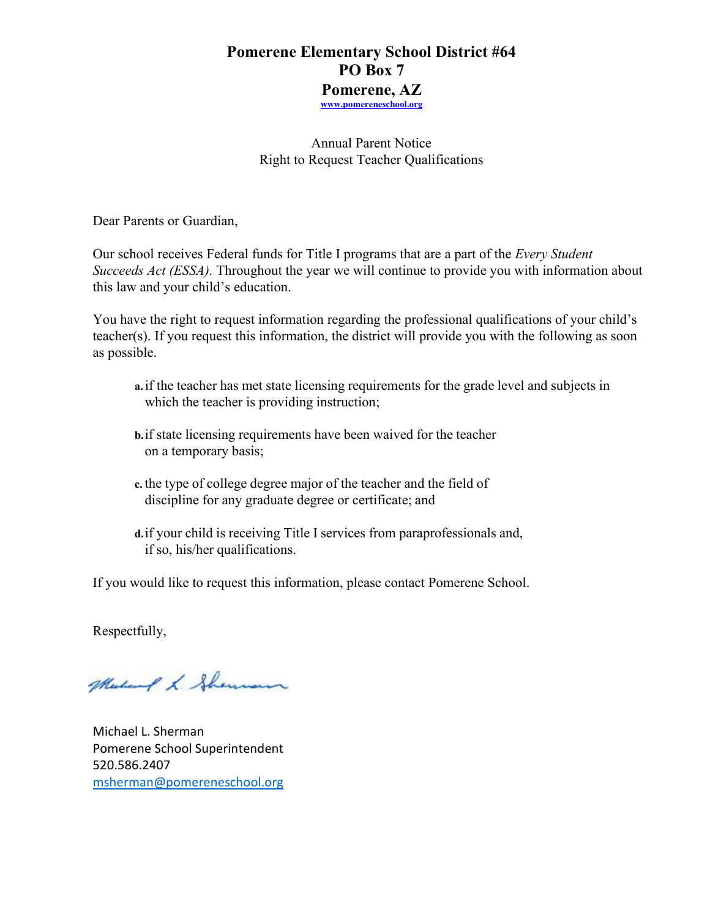# Pomerene Elementary School District #64
# PO Box 7
# Pomerene, AZ

www.pomereneschool.org

Annual Parent Notice
Right to Request Teacher Qualifications

Dear Parents or Guardian,

Our school receives Federal funds for Title I programs that are a part of the *Every Student Succeeds Act (ESSA).* Throughout the year we will continue to provide you with information about this law and your child's education.

You have the right to request information regarding the professional qualifications of your child's teacher(s). If you request this information, the district will provide you with the following as soon as possible.

a. if the teacher has met state licensing requirements for the grade level and subjects in which the teacher is providing instruction;

b. if state licensing requirements have been waived for the teacher on a temporary basis;

c. the type of college degree major of the teacher and the field of discipline for any graduate degree or certificate; and

d. if your child is receiving Title I services from paraprofessionals and, if so, his/her qualifications.

If you would like to request this information, please contact Pomerene School.

Respectfully,

Michael L. Sherman
Pomerene School Superintendent
520.586.2407
msherman@pomereneschool.org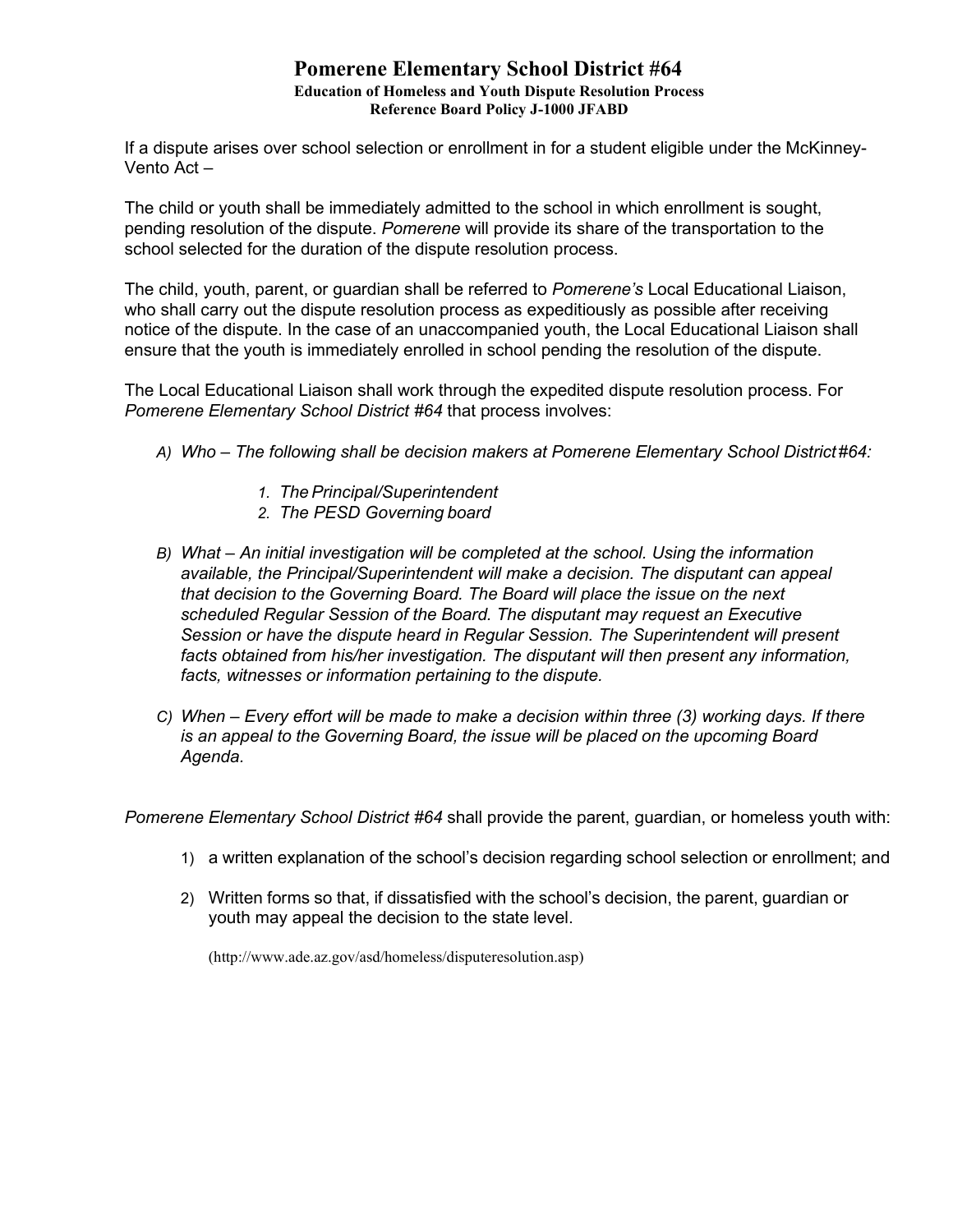# Pomerene Elementary School District #64

**Education of Homeless and Youth Dispute Resolution Process**
**Reference Board Policy J-1000 JFABD**

If a dispute arises over school selection or enrollment in for a student eligible under the McKinney-Vento Act –

The child or youth shall be immediately admitted to the school in which enrollment is sought, pending resolution of the dispute. *Pomerene* will provide its share of the transportation to the school selected for the duration of the dispute resolution process.

The child, youth, parent, or guardian shall be referred to *Pomerene's* Local Educational Liaison, who shall carry out the dispute resolution process as expeditiously as possible after receiving notice of the dispute. In the case of an unaccompanied youth, the Local Educational Liaison shall ensure that the youth is immediately enrolled in school pending the resolution of the dispute.

The Local Educational Liaison shall work through the expedited dispute resolution process. For *Pomerene Elementary School District #64* that process involves:

A) *Who – The following shall be decision makers at Pomerene Elementary School District #64:*

   1. *The Principal/Superintendent*
   2. *The PESD Governing board*

B) *What – An initial investigation will be completed at the school. Using the information available, the Principal/Superintendent will make a decision. The disputant can appeal that decision to the Governing Board. The Board will place the issue on the next scheduled Regular Session of the Board. The disputant may request an Executive Session or have the dispute heard in Regular Session. The Superintendent will present facts obtained from his/her investigation. The disputant will then present any information, facts, witnesses or information pertaining to the dispute.*

C) *When – Every effort will be made to make a decision within three (3) working days. If there is an appeal to the Governing Board, the issue will be placed on the upcoming Board Agenda.*

*Pomerene Elementary School District #64* shall provide the parent, guardian, or homeless youth with:

1) a written explanation of the school's decision regarding school selection or enrollment; and

2) Written forms so that, if dissatisfied with the school's decision, the parent, guardian or youth may appeal the decision to the state level.

   (http://www.ade.az.gov/asd/homeless/disputeresolution.asp)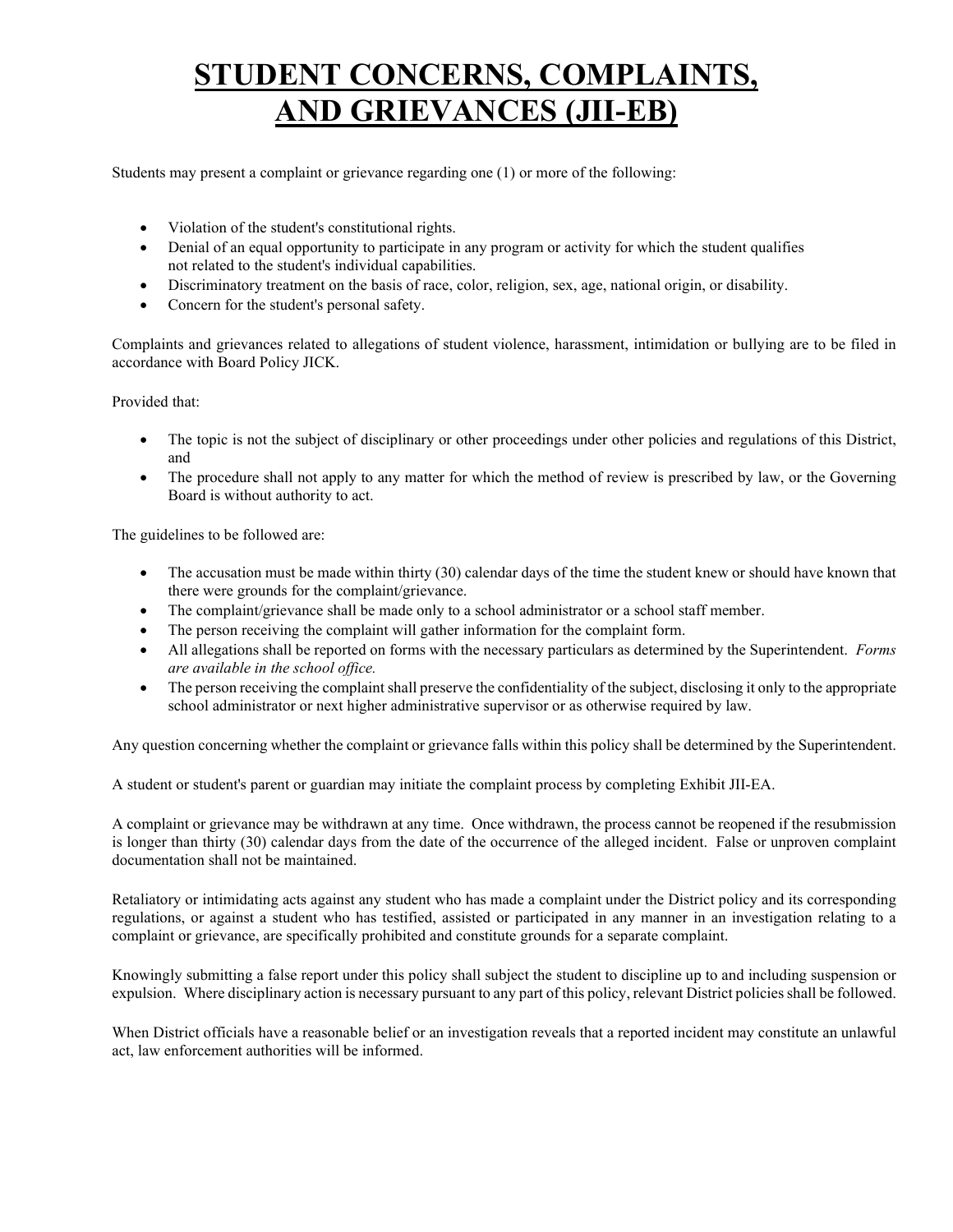# STUDENT CONCERNS, COMPLAINTS, AND GRIEVANCES (JII-EB)

Students may present a complaint or grievance regarding one (1) or more of the following:

- Violation of the student's constitutional rights.
- Denial of an equal opportunity to participate in any program or activity for which the student qualifies not related to the student's individual capabilities.
- Discriminatory treatment on the basis of race, color, religion, sex, age, national origin, or disability.
- Concern for the student's personal safety.

Complaints and grievances related to allegations of student violence, harassment, intimidation or bullying are to be filed in accordance with Board Policy JICK.

Provided that:

- The topic is not the subject of disciplinary or other proceedings under other policies and regulations of this District, and
- The procedure shall not apply to any matter for which the method of review is prescribed by law, or the Governing Board is without authority to act.

The guidelines to be followed are:

- The accusation must be made within thirty (30) calendar days of the time the student knew or should have known that there were grounds for the complaint/grievance.
- The complaint/grievance shall be made only to a school administrator or a school staff member.
- The person receiving the complaint will gather information for the complaint form.
- All allegations shall be reported on forms with the necessary particulars as determined by the Superintendent. *Forms are available in the school office.*
- The person receiving the complaint shall preserve the confidentiality of the subject, disclosing it only to the appropriate school administrator or next higher administrative supervisor or as otherwise required by law.

Any question concerning whether the complaint or grievance falls within this policy shall be determined by the Superintendent.

A student or student's parent or guardian may initiate the complaint process by completing Exhibit JII-EA.

A complaint or grievance may be withdrawn at any time. Once withdrawn, the process cannot be reopened if the resubmission is longer than thirty (30) calendar days from the date of the occurrence of the alleged incident. False or unproven complaint documentation shall not be maintained.

Retaliatory or intimidating acts against any student who has made a complaint under the District policy and its corresponding regulations, or against a student who has testified, assisted or participated in any manner in an investigation relating to a complaint or grievance, are specifically prohibited and constitute grounds for a separate complaint.

Knowingly submitting a false report under this policy shall subject the student to discipline up to and including suspension or expulsion. Where disciplinary action is necessary pursuant to any part of this policy, relevant District policies shall be followed.

When District officials have a reasonable belief or an investigation reveals that a reported incident may constitute an unlawful act, law enforcement authorities will be informed.